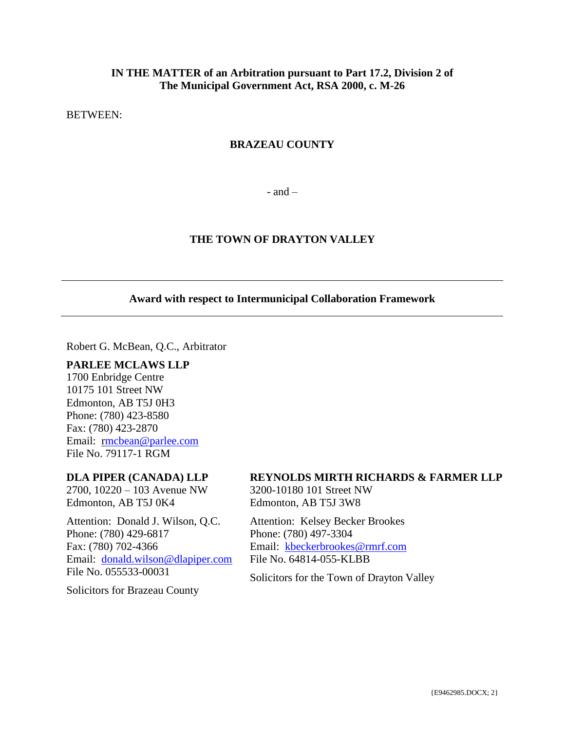**IN THE MATTER of an Arbitration pursuant to Part 17.2, Division 2 of The Municipal Government Act, RSA 2000, c. M-26**

BETWEEN:

**BRAZEAU COUNTY**

- and –

**THE TOWN OF DRAYTON VALLEY**

---

**Award with respect to Intermunicipal Collaboration Framework**

---

Robert G. McBean, Q.C., Arbitrator

**PARLEE MCLAWS LLP**
1700 Enbridge Centre
10175 101 Street NW
Edmonton, AB T5J 0H3
Phone: (780) 423-8580
Fax: (780) 423-2870
Email: rmcbean@parlee.com
File No. 79117-1 RGM

**DLA PIPER (CANADA) LLP**
2700, 10220 – 103 Avenue NW
Edmonton, AB T5J 0K4

Attention: Donald J. Wilson, Q.C.
Phone: (780) 429-6817
Fax: (780) 702-4366
Email: donald.wilson@dlapiper.com
File No. 055533-00031

Solicitors for Brazeau County

**REYNOLDS MIRTH RICHARDS & FARMER LLP**
3200-10180 101 Street NW
Edmonton, AB T5J 3W8

Attention: Kelsey Becker Brookes
Phone: (780) 497-3304
Email: kbeckerbrookes@rmrf.com
File No. 64814-055-KLBB

Solicitors for the Town of Drayton Valley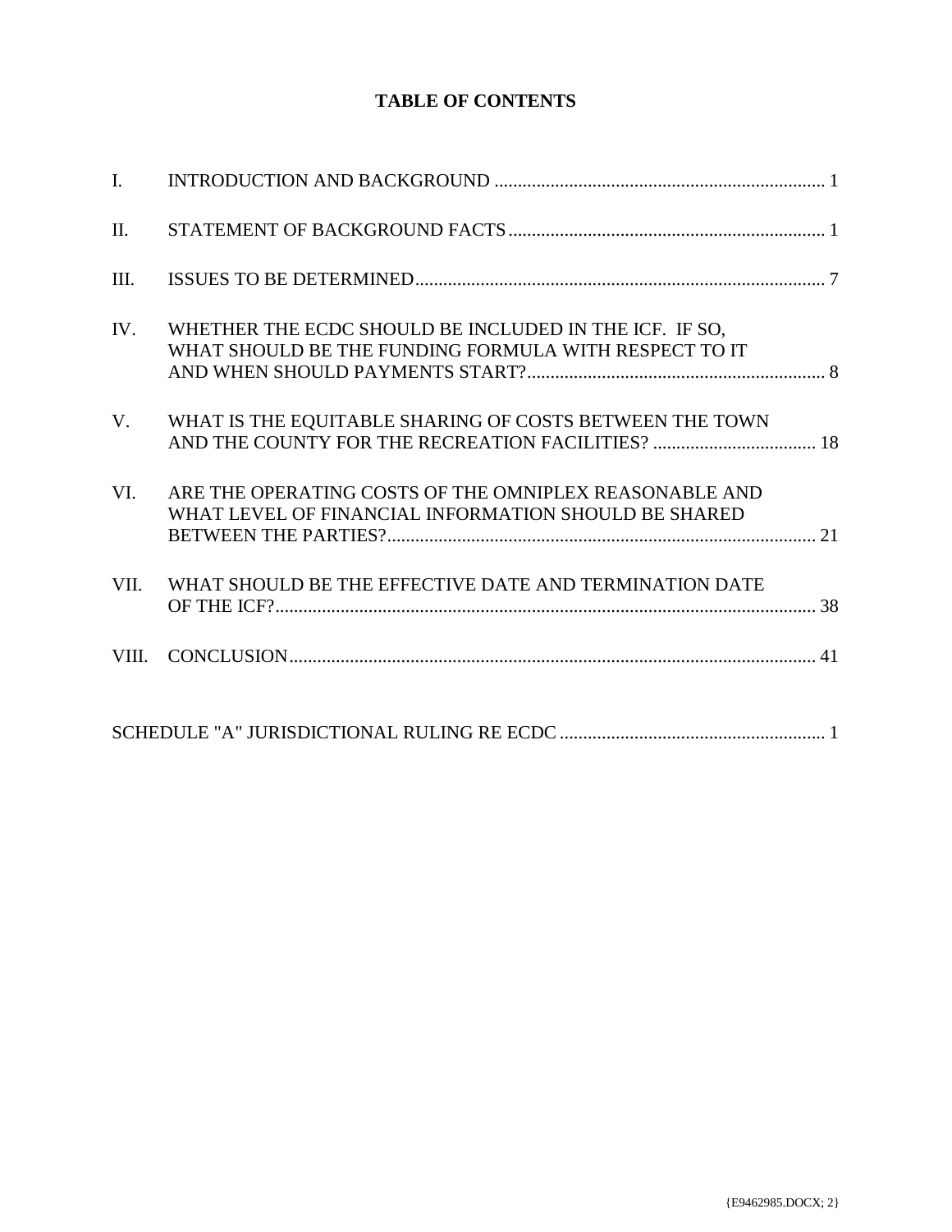## TABLE OF CONTENTS

| | | |
|---|---|---|
| I. | INTRODUCTION AND BACKGROUND | 1 |
| II. | STATEMENT OF BACKGROUND FACTS | 1 |
| III. | ISSUES TO BE DETERMINED | 7 |
| IV. | WHETHER THE ECDC SHOULD BE INCLUDED IN THE ICF. IF SO, WHAT SHOULD BE THE FUNDING FORMULA WITH RESPECT TO IT AND WHEN SHOULD PAYMENTS START? | 8 |
| V. | WHAT IS THE EQUITABLE SHARING OF COSTS BETWEEN THE TOWN AND THE COUNTY FOR THE RECREATION FACILITIES? | 18 |
| VI. | ARE THE OPERATING COSTS OF THE OMNIPLEX REASONABLE AND WHAT LEVEL OF FINANCIAL INFORMATION SHOULD BE SHARED BETWEEN THE PARTIES? | 21 |
| VII. | WHAT SHOULD BE THE EFFECTIVE DATE AND TERMINATION DATE OF THE ICF? | 38 |
| VIII. | CONCLUSION | 41 |

SCHEDULE "A" JURISDICTIONAL RULING RE ECDC ........ 1

{E9462985.DOCX; 2}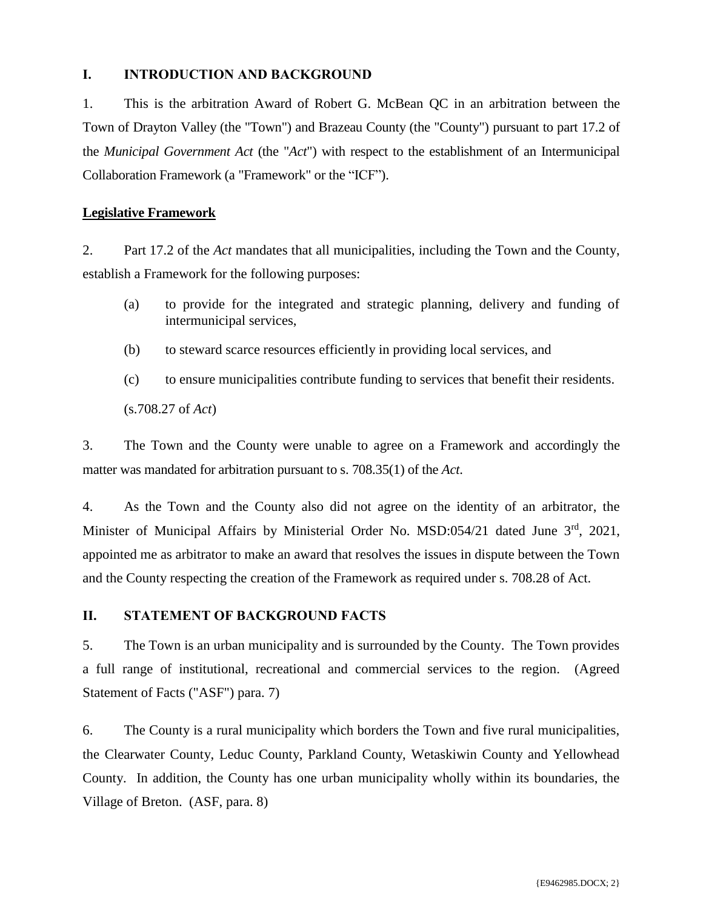## I. INTRODUCTION AND BACKGROUND

1. This is the arbitration Award of Robert G. McBean QC in an arbitration between the Town of Drayton Valley (the "Town") and Brazeau County (the "County") pursuant to part 17.2 of the *Municipal Government Act* (the "*Act*") with respect to the establishment of an Intermunicipal Collaboration Framework (a "Framework" or the "ICF").

**Legislative Framework**

2. Part 17.2 of the *Act* mandates that all municipalities, including the Town and the County, establish a Framework for the following purposes:

   (a) to provide for the integrated and strategic planning, delivery and funding of intermunicipal services,

   (b) to steward scarce resources efficiently in providing local services, and

   (c) to ensure municipalities contribute funding to services that benefit their residents.

   (s.708.27 of *Act*)

3. The Town and the County were unable to agree on a Framework and accordingly the matter was mandated for arbitration pursuant to s. 708.35(1) of the *Act.*

4. As the Town and the County also did not agree on the identity of an arbitrator, the Minister of Municipal Affairs by Ministerial Order No. MSD:054/21 dated June 3rd, 2021, appointed me as arbitrator to make an award that resolves the issues in dispute between the Town and the County respecting the creation of the Framework as required under s. 708.28 of Act.

## II. STATEMENT OF BACKGROUND FACTS

5. The Town is an urban municipality and is surrounded by the County. The Town provides a full range of institutional, recreational and commercial services to the region. (Agreed Statement of Facts ("ASF") para. 7)

6. The County is a rural municipality which borders the Town and five rural municipalities, the Clearwater County, Leduc County, Parkland County, Wetaskiwin County and Yellowhead County. In addition, the County has one urban municipality wholly within its boundaries, the Village of Breton. (ASF, para. 8)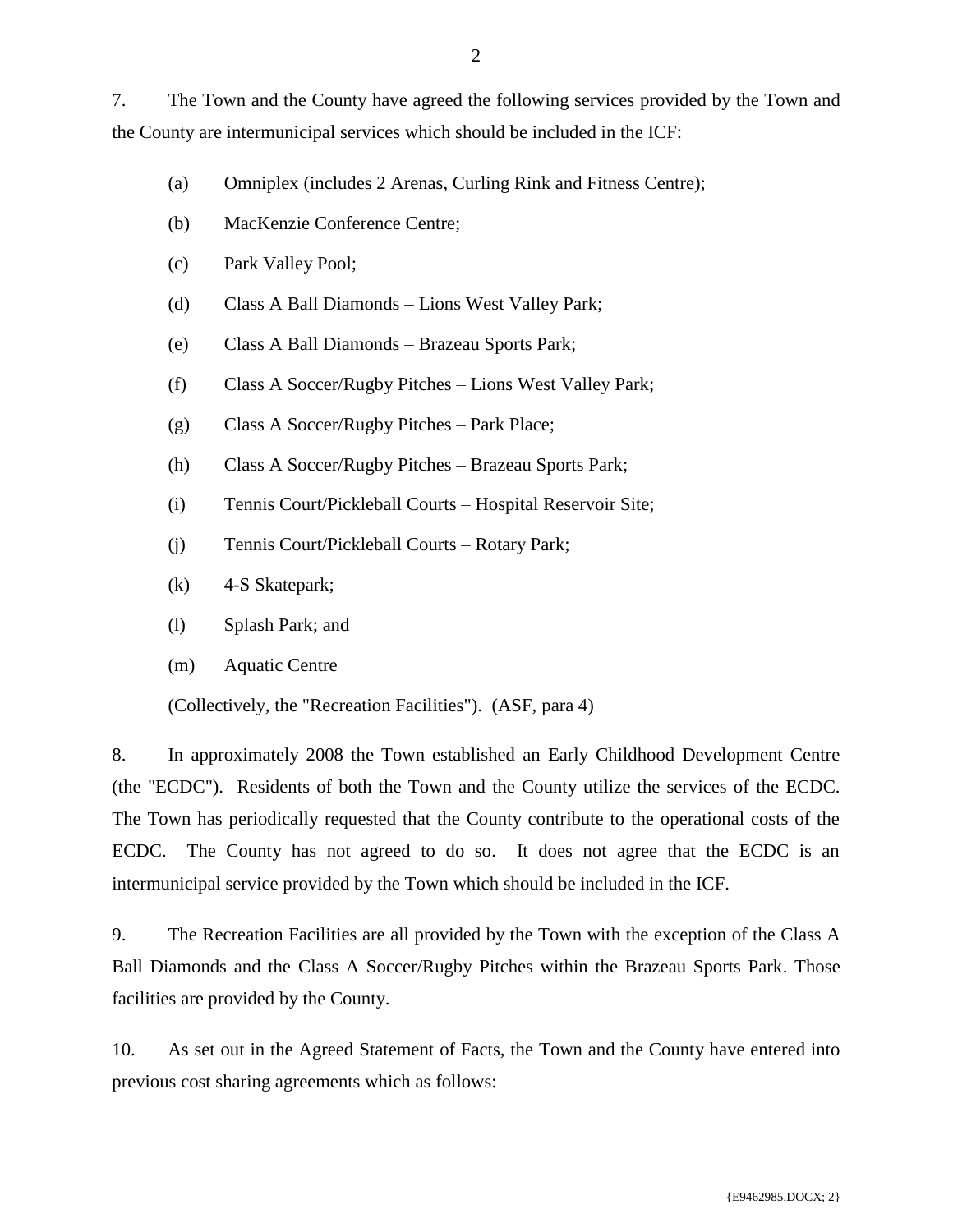7. The Town and the County have agreed the following services provided by the Town and the County are intermunicipal services which should be included in the ICF:

(a) Omniplex (includes 2 Arenas, Curling Rink and Fitness Centre);

(b) MacKenzie Conference Centre;

(c) Park Valley Pool;

(d) Class A Ball Diamonds – Lions West Valley Park;

(e) Class A Ball Diamonds – Brazeau Sports Park;

(f) Class A Soccer/Rugby Pitches – Lions West Valley Park;

(g) Class A Soccer/Rugby Pitches – Park Place;

(h) Class A Soccer/Rugby Pitches – Brazeau Sports Park;

(i) Tennis Court/Pickleball Courts – Hospital Reservoir Site;

(j) Tennis Court/Pickleball Courts – Rotary Park;

(k) 4-S Skatepark;

(l) Splash Park; and

(m) Aquatic Centre

(Collectively, the "Recreation Facilities"). (ASF, para 4)

8. In approximately 2008 the Town established an Early Childhood Development Centre (the "ECDC"). Residents of both the Town and the County utilize the services of the ECDC. The Town has periodically requested that the County contribute to the operational costs of the ECDC. The County has not agreed to do so. It does not agree that the ECDC is an intermunicipal service provided by the Town which should be included in the ICF.

9. The Recreation Facilities are all provided by the Town with the exception of the Class A Ball Diamonds and the Class A Soccer/Rugby Pitches within the Brazeau Sports Park. Those facilities are provided by the County.

10. As set out in the Agreed Statement of Facts, the Town and the County have entered into previous cost sharing agreements which as follows: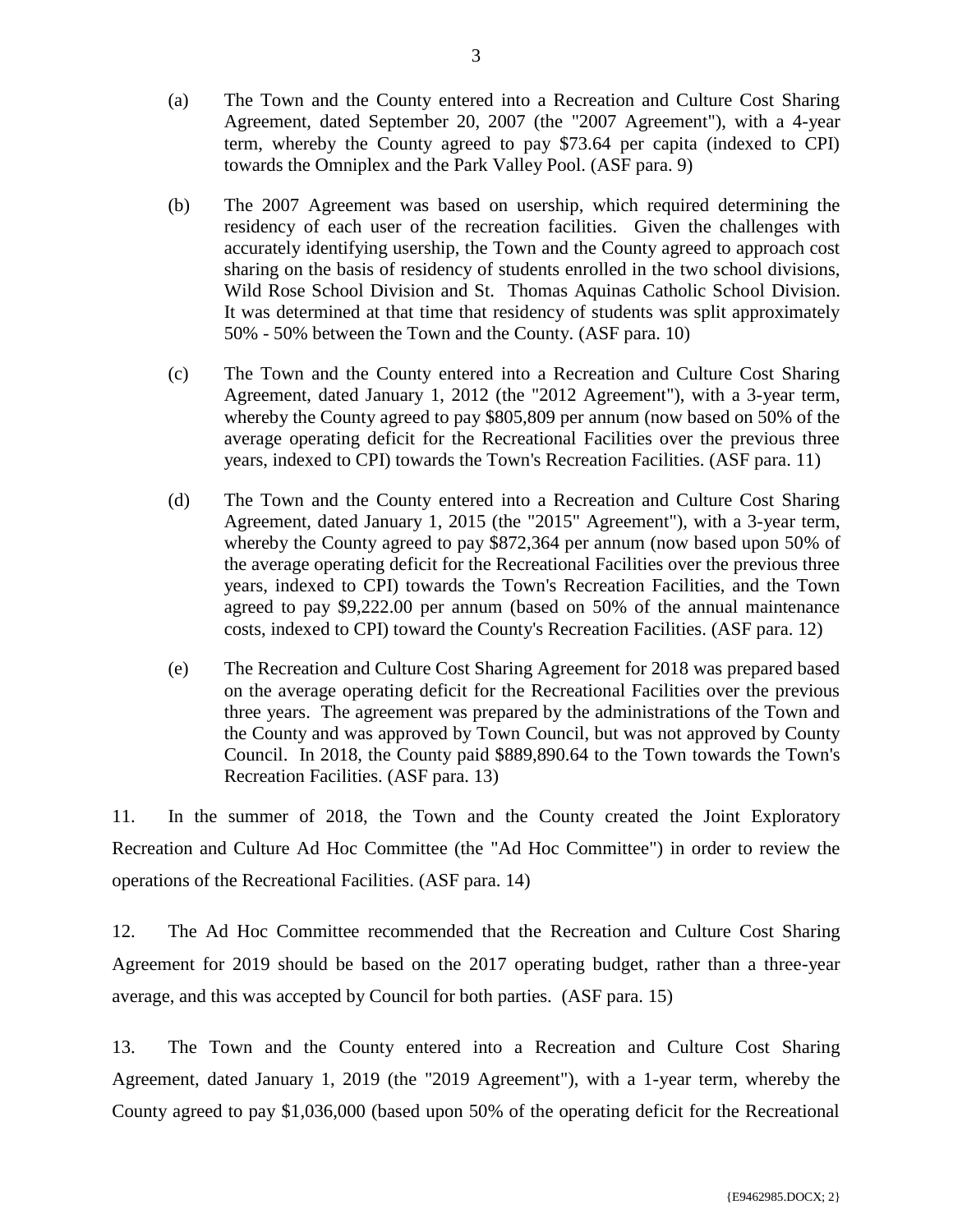(a) The Town and the County entered into a Recreation and Culture Cost Sharing Agreement, dated September 20, 2007 (the "2007 Agreement"), with a 4-year term, whereby the County agreed to pay $73.64 per capita (indexed to CPI) towards the Omniplex and the Park Valley Pool. (ASF para. 9)

(b) The 2007 Agreement was based on usership, which required determining the residency of each user of the recreation facilities. Given the challenges with accurately identifying usership, the Town and the County agreed to approach cost sharing on the basis of residency of students enrolled in the two school divisions, Wild Rose School Division and St. Thomas Aquinas Catholic School Division. It was determined at that time that residency of students was split approximately 50% - 50% between the Town and the County. (ASF para. 10)

(c) The Town and the County entered into a Recreation and Culture Cost Sharing Agreement, dated January 1, 2012 (the "2012 Agreement"), with a 3-year term, whereby the County agreed to pay $805,809 per annum (now based on 50% of the average operating deficit for the Recreational Facilities over the previous three years, indexed to CPI) towards the Town's Recreation Facilities. (ASF para. 11)

(d) The Town and the County entered into a Recreation and Culture Cost Sharing Agreement, dated January 1, 2015 (the "2015" Agreement"), with a 3-year term, whereby the County agreed to pay $872,364 per annum (now based upon 50% of the average operating deficit for the Recreational Facilities over the previous three years, indexed to CPI) towards the Town's Recreation Facilities, and the Town agreed to pay $9,222.00 per annum (based on 50% of the annual maintenance costs, indexed to CPI) toward the County's Recreation Facilities. (ASF para. 12)

(e) The Recreation and Culture Cost Sharing Agreement for 2018 was prepared based on the average operating deficit for the Recreational Facilities over the previous three years. The agreement was prepared by the administrations of the Town and the County and was approved by Town Council, but was not approved by County Council. In 2018, the County paid $889,890.64 to the Town towards the Town's Recreation Facilities. (ASF para. 13)

11. In the summer of 2018, the Town and the County created the Joint Exploratory Recreation and Culture Ad Hoc Committee (the "Ad Hoc Committee") in order to review the operations of the Recreational Facilities. (ASF para. 14)

12. The Ad Hoc Committee recommended that the Recreation and Culture Cost Sharing Agreement for 2019 should be based on the 2017 operating budget, rather than a three-year average, and this was accepted by Council for both parties. (ASF para. 15)

13. The Town and the County entered into a Recreation and Culture Cost Sharing Agreement, dated January 1, 2019 (the "2019 Agreement"), with a 1-year term, whereby the County agreed to pay $1,036,000 (based upon 50% of the operating deficit for the Recreational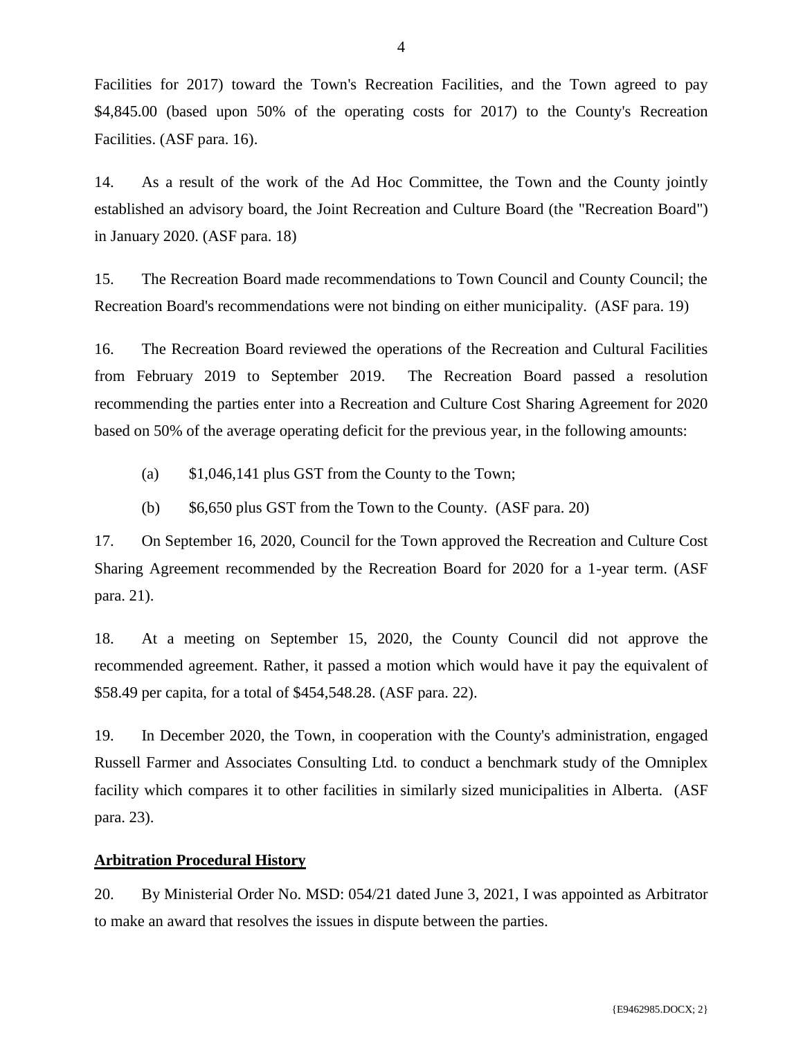Facilities for 2017) toward the Town's Recreation Facilities, and the Town agreed to pay $4,845.00 (based upon 50% of the operating costs for 2017) to the County's Recreation Facilities. (ASF para. 16).

14. As a result of the work of the Ad Hoc Committee, the Town and the County jointly established an advisory board, the Joint Recreation and Culture Board (the "Recreation Board") in January 2020. (ASF para. 18)

15. The Recreation Board made recommendations to Town Council and County Council; the Recreation Board's recommendations were not binding on either municipality. (ASF para. 19)

16. The Recreation Board reviewed the operations of the Recreation and Cultural Facilities from February 2019 to September 2019. The Recreation Board passed a resolution recommending the parties enter into a Recreation and Culture Cost Sharing Agreement for 2020 based on 50% of the average operating deficit for the previous year, in the following amounts:

(a) $1,046,141 plus GST from the County to the Town;

(b) $6,650 plus GST from the Town to the County. (ASF para. 20)

17. On September 16, 2020, Council for the Town approved the Recreation and Culture Cost Sharing Agreement recommended by the Recreation Board for 2020 for a 1-year term. (ASF para. 21).

18. At a meeting on September 15, 2020, the County Council did not approve the recommended agreement. Rather, it passed a motion which would have it pay the equivalent of $58.49 per capita, for a total of $454,548.28. (ASF para. 22).

19. In December 2020, the Town, in cooperation with the County's administration, engaged Russell Farmer and Associates Consulting Ltd. to conduct a benchmark study of the Omniplex facility which compares it to other facilities in similarly sized municipalities in Alberta. (ASF para. 23).

**Arbitration Procedural History**

20. By Ministerial Order No. MSD: 054/21 dated June 3, 2021, I was appointed as Arbitrator to make an award that resolves the issues in dispute between the parties.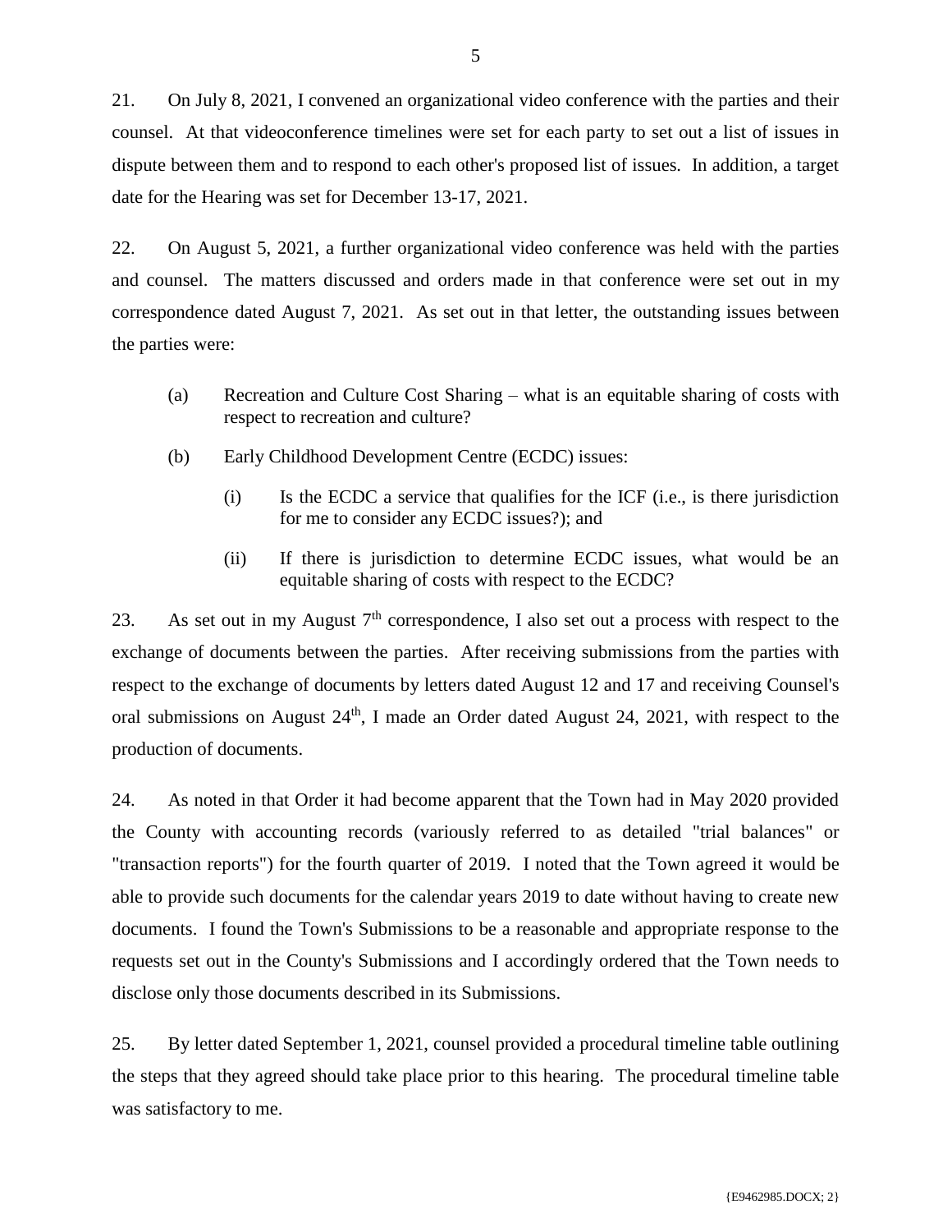21. On July 8, 2021, I convened an organizational video conference with the parties and their counsel. At that videoconference timelines were set for each party to set out a list of issues in dispute between them and to respond to each other's proposed list of issues. In addition, a target date for the Hearing was set for December 13-17, 2021.

22. On August 5, 2021, a further organizational video conference was held with the parties and counsel. The matters discussed and orders made in that conference were set out in my correspondence dated August 7, 2021. As set out in that letter, the outstanding issues between the parties were:

(a) Recreation and Culture Cost Sharing – what is an equitable sharing of costs with respect to recreation and culture?

(b) Early Childhood Development Centre (ECDC) issues:

(i) Is the ECDC a service that qualifies for the ICF (i.e., is there jurisdiction for me to consider any ECDC issues?); and

(ii) If there is jurisdiction to determine ECDC issues, what would be an equitable sharing of costs with respect to the ECDC?

23. As set out in my August 7th correspondence, I also set out a process with respect to the exchange of documents between the parties. After receiving submissions from the parties with respect to the exchange of documents by letters dated August 12 and 17 and receiving Counsel's oral submissions on August 24th, I made an Order dated August 24, 2021, with respect to the production of documents.

24. As noted in that Order it had become apparent that the Town had in May 2020 provided the County with accounting records (variously referred to as detailed "trial balances" or "transaction reports") for the fourth quarter of 2019. I noted that the Town agreed it would be able to provide such documents for the calendar years 2019 to date without having to create new documents. I found the Town's Submissions to be a reasonable and appropriate response to the requests set out in the County's Submissions and I accordingly ordered that the Town needs to disclose only those documents described in its Submissions.

25. By letter dated September 1, 2021, counsel provided a procedural timeline table outlining the steps that they agreed should take place prior to this hearing. The procedural timeline table was satisfactory to me.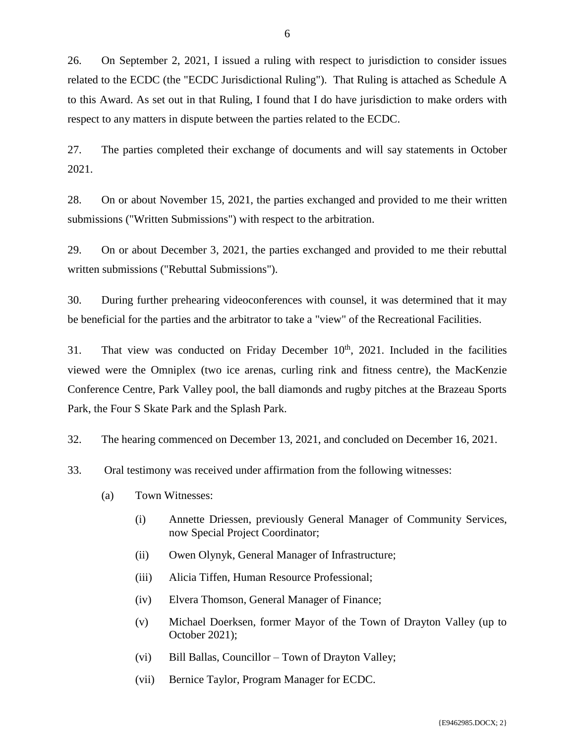26. On September 2, 2021, I issued a ruling with respect to jurisdiction to consider issues related to the ECDC (the "ECDC Jurisdictional Ruling"). That Ruling is attached as Schedule A to this Award. As set out in that Ruling, I found that I do have jurisdiction to make orders with respect to any matters in dispute between the parties related to the ECDC.

27. The parties completed their exchange of documents and will say statements in October 2021.

28. On or about November 15, 2021, the parties exchanged and provided to me their written submissions ("Written Submissions") with respect to the arbitration.

29. On or about December 3, 2021, the parties exchanged and provided to me their rebuttal written submissions ("Rebuttal Submissions").

30. During further prehearing videoconferences with counsel, it was determined that it may be beneficial for the parties and the arbitrator to take a "view" of the Recreational Facilities.

31. That view was conducted on Friday December 10th, 2021. Included in the facilities viewed were the Omniplex (two ice arenas, curling rink and fitness centre), the MacKenzie Conference Centre, Park Valley pool, the ball diamonds and rugby pitches at the Brazeau Sports Park, the Four S Skate Park and the Splash Park.

32. The hearing commenced on December 13, 2021, and concluded on December 16, 2021.

33. Oral testimony was received under affirmation from the following witnesses:

(a) Town Witnesses:

(i) Annette Driessen, previously General Manager of Community Services, now Special Project Coordinator;

(ii) Owen Olynyk, General Manager of Infrastructure;

(iii) Alicia Tiffen, Human Resource Professional;

(iv) Elvera Thomson, General Manager of Finance;

(v) Michael Doerksen, former Mayor of the Town of Drayton Valley (up to October 2021);

(vi) Bill Ballas, Councillor – Town of Drayton Valley;

(vii) Bernice Taylor, Program Manager for ECDC.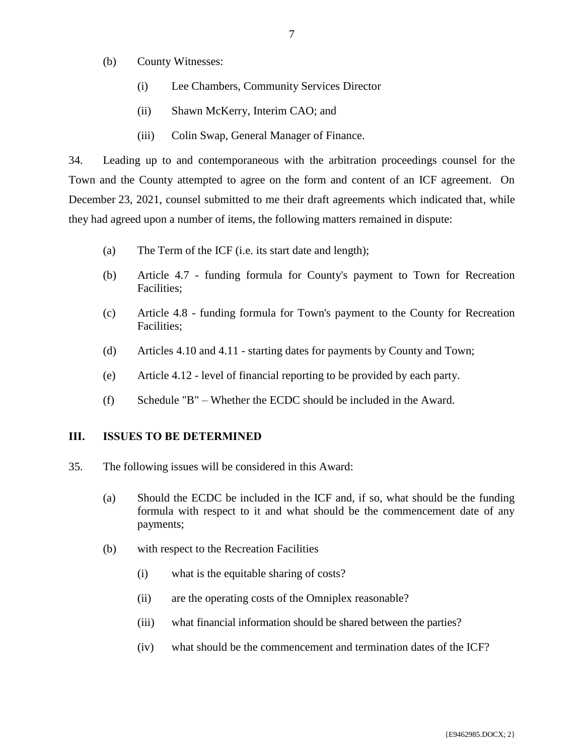(b) County Witnesses:

   (i) Lee Chambers, Community Services Director

   (ii) Shawn McKerry, Interim CAO; and

   (iii) Colin Swap, General Manager of Finance.

34. Leading up to and contemporaneous with the arbitration proceedings counsel for the Town and the County attempted to agree on the form and content of an ICF agreement. On December 23, 2021, counsel submitted to me their draft agreements which indicated that, while they had agreed upon a number of items, the following matters remained in dispute:

(a) The Term of the ICF (i.e. its start date and length);

(b) Article 4.7 - funding formula for County's payment to Town for Recreation Facilities;

(c) Article 4.8 - funding formula for Town's payment to the County for Recreation Facilities;

(d) Articles 4.10 and 4.11 - starting dates for payments by County and Town;

(e) Article 4.12 - level of financial reporting to be provided by each party.

(f) Schedule "B" – Whether the ECDC should be included in the Award.

## III. ISSUES TO BE DETERMINED

35. The following issues will be considered in this Award:

(a) Should the ECDC be included in the ICF and, if so, what should be the funding formula with respect to it and what should be the commencement date of any payments;

(b) with respect to the Recreation Facilities

   (i) what is the equitable sharing of costs?

   (ii) are the operating costs of the Omniplex reasonable?

   (iii) what financial information should be shared between the parties?

   (iv) what should be the commencement and termination dates of the ICF?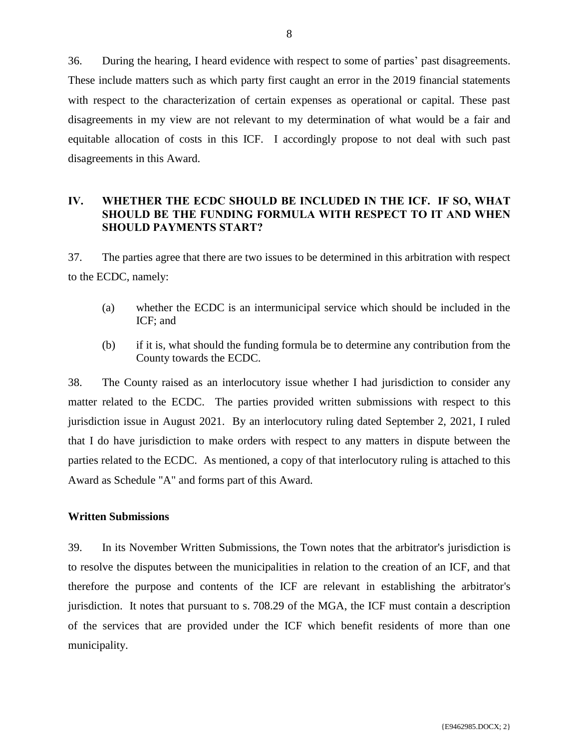36. During the hearing, I heard evidence with respect to some of parties' past disagreements. These include matters such as which party first caught an error in the 2019 financial statements with respect to the characterization of certain expenses as operational or capital. These past disagreements in my view are not relevant to my determination of what would be a fair and equitable allocation of costs in this ICF. I accordingly propose to not deal with such past disagreements in this Award.

## IV. WHETHER THE ECDC SHOULD BE INCLUDED IN THE ICF. IF SO, WHAT SHOULD BE THE FUNDING FORMULA WITH RESPECT TO IT AND WHEN SHOULD PAYMENTS START?

37. The parties agree that there are two issues to be determined in this arbitration with respect to the ECDC, namely:

(a) whether the ECDC is an intermunicipal service which should be included in the ICF; and

(b) if it is, what should the funding formula be to determine any contribution from the County towards the ECDC.

38. The County raised as an interlocutory issue whether I had jurisdiction to consider any matter related to the ECDC. The parties provided written submissions with respect to this jurisdiction issue in August 2021. By an interlocutory ruling dated September 2, 2021, I ruled that I do have jurisdiction to make orders with respect to any matters in dispute between the parties related to the ECDC. As mentioned, a copy of that interlocutory ruling is attached to this Award as Schedule "A" and forms part of this Award.

### Written Submissions

39. In its November Written Submissions, the Town notes that the arbitrator's jurisdiction is to resolve the disputes between the municipalities in relation to the creation of an ICF, and that therefore the purpose and contents of the ICF are relevant in establishing the arbitrator's jurisdiction. It notes that pursuant to s. 708.29 of the MGA, the ICF must contain a description of the services that are provided under the ICF which benefit residents of more than one municipality.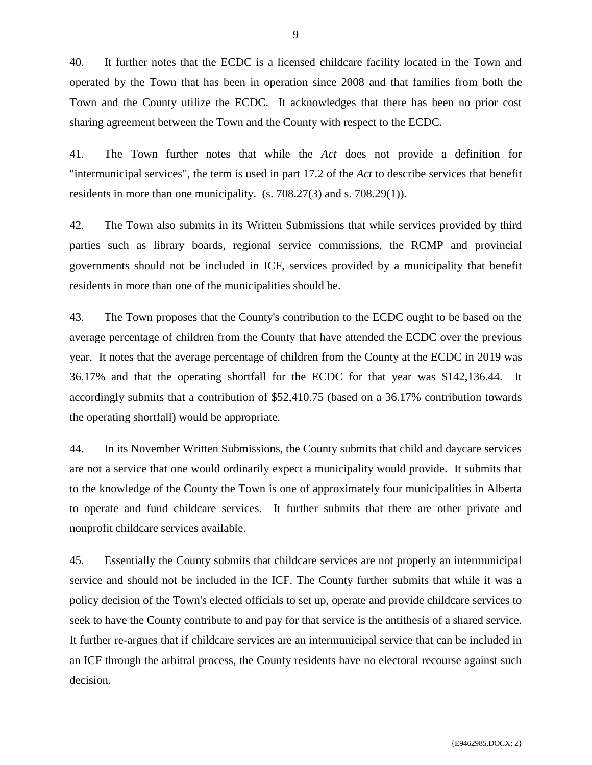40. It further notes that the ECDC is a licensed childcare facility located in the Town and operated by the Town that has been in operation since 2008 and that families from both the Town and the County utilize the ECDC. It acknowledges that there has been no prior cost sharing agreement between the Town and the County with respect to the ECDC.

41. The Town further notes that while the *Act* does not provide a definition for "intermunicipal services", the term is used in part 17.2 of the *Act* to describe services that benefit residents in more than one municipality. (s. 708.27(3) and s. 708.29(1)).

42. The Town also submits in its Written Submissions that while services provided by third parties such as library boards, regional service commissions, the RCMP and provincial governments should not be included in ICF, services provided by a municipality that benefit residents in more than one of the municipalities should be.

43. The Town proposes that the County's contribution to the ECDC ought to be based on the average percentage of children from the County that have attended the ECDC over the previous year. It notes that the average percentage of children from the County at the ECDC in 2019 was 36.17% and that the operating shortfall for the ECDC for that year was $142,136.44. It accordingly submits that a contribution of $52,410.75 (based on a 36.17% contribution towards the operating shortfall) would be appropriate.

44. In its November Written Submissions, the County submits that child and daycare services are not a service that one would ordinarily expect a municipality would provide. It submits that to the knowledge of the County the Town is one of approximately four municipalities in Alberta to operate and fund childcare services. It further submits that there are other private and nonprofit childcare services available.

45. Essentially the County submits that childcare services are not properly an intermunicipal service and should not be included in the ICF. The County further submits that while it was a policy decision of the Town's elected officials to set up, operate and provide childcare services to seek to have the County contribute to and pay for that service is the antithesis of a shared service. It further re-argues that if childcare services are an intermunicipal service that can be included in an ICF through the arbitral process, the County residents have no electoral recourse against such decision.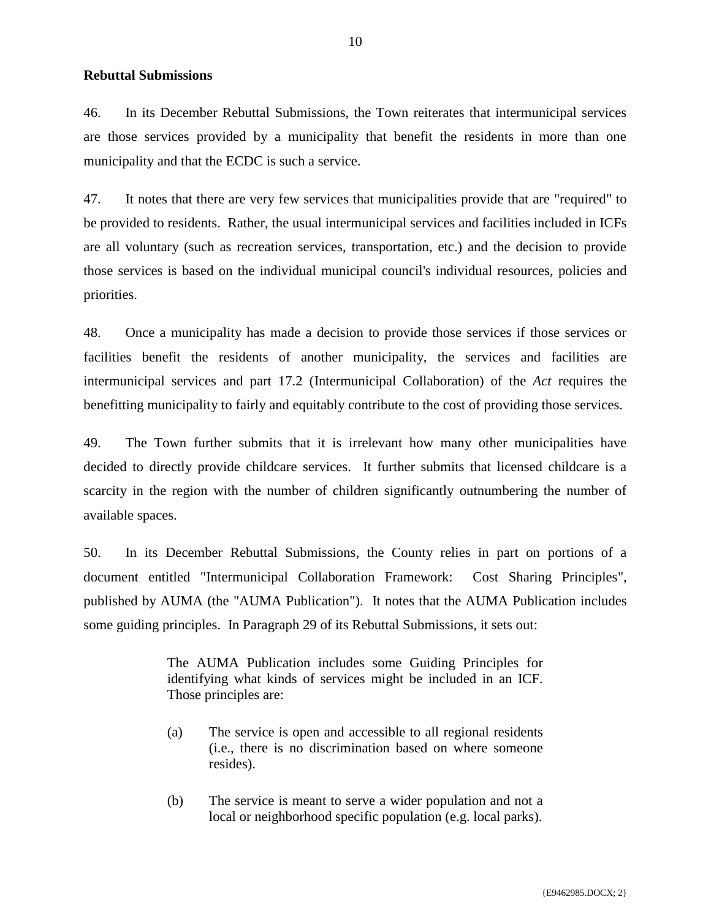**Rebuttal Submissions**

46. In its December Rebuttal Submissions, the Town reiterates that intermunicipal services are those services provided by a municipality that benefit the residents in more than one municipality and that the ECDC is such a service.

47. It notes that there are very few services that municipalities provide that are "required" to be provided to residents. Rather, the usual intermunicipal services and facilities included in ICFs are all voluntary (such as recreation services, transportation, etc.) and the decision to provide those services is based on the individual municipal council's individual resources, policies and priorities.

48. Once a municipality has made a decision to provide those services if those services or facilities benefit the residents of another municipality, the services and facilities are intermunicipal services and part 17.2 (Intermunicipal Collaboration) of the *Act* requires the benefitting municipality to fairly and equitably contribute to the cost of providing those services.

49. The Town further submits that it is irrelevant how many other municipalities have decided to directly provide childcare services. It further submits that licensed childcare is a scarcity in the region with the number of children significantly outnumbering the number of available spaces.

50. In its December Rebuttal Submissions, the County relies in part on portions of a document entitled "Intermunicipal Collaboration Framework: Cost Sharing Principles", published by AUMA (the "AUMA Publication"). It notes that the AUMA Publication includes some guiding principles. In Paragraph 29 of its Rebuttal Submissions, it sets out:

> The AUMA Publication includes some Guiding Principles for identifying what kinds of services might be included in an ICF. Those principles are:
>
> (a) The service is open and accessible to all regional residents (i.e., there is no discrimination based on where someone resides).
>
> (b) The service is meant to serve a wider population and not a local or neighborhood specific population (e.g. local parks).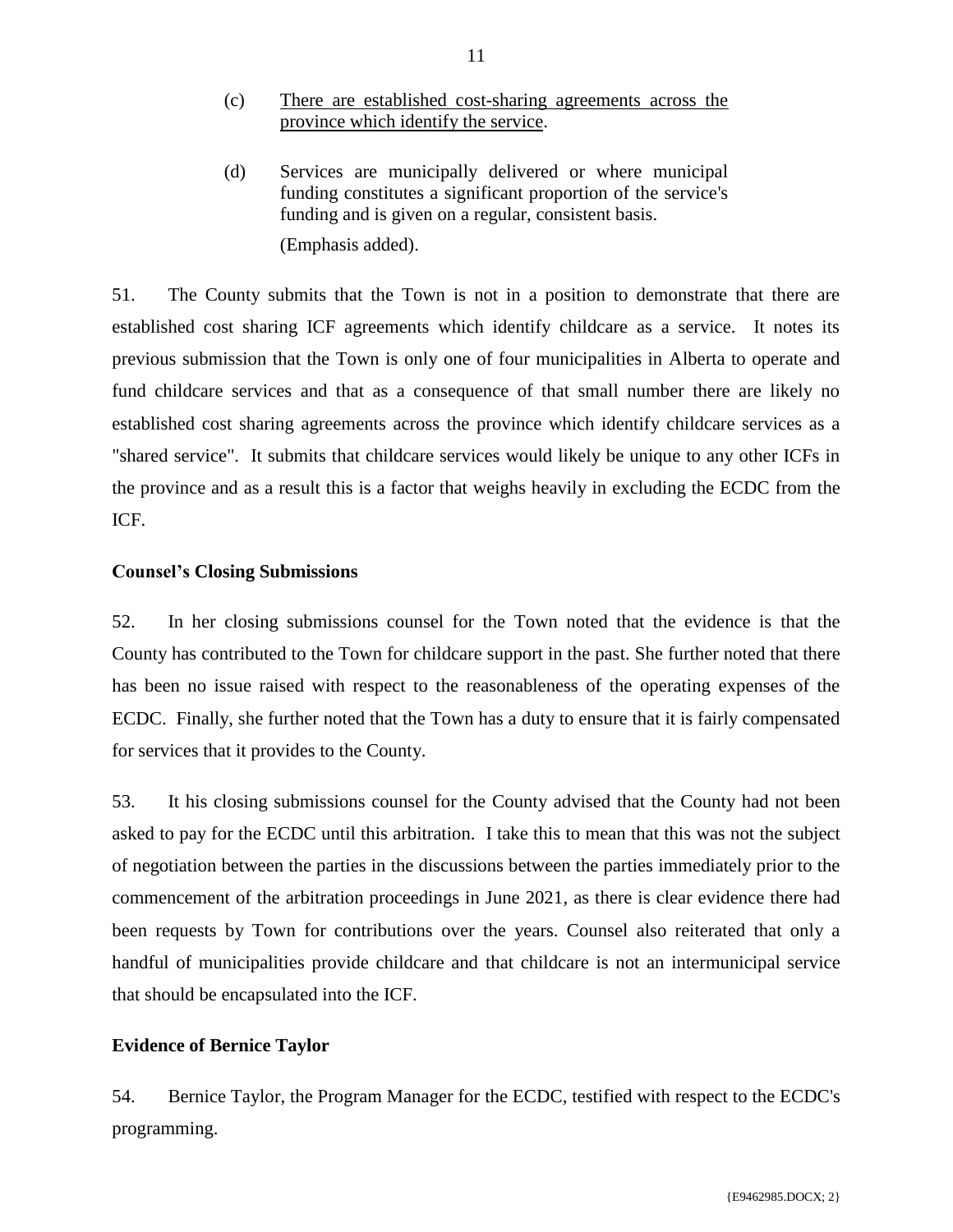(c) <u>There are established cost-sharing agreements across the province which identify the service</u>.

(d) Services are municipally delivered or where municipal funding constitutes a significant proportion of the service's funding and is given on a regular, consistent basis.

(Emphasis added).

51. The County submits that the Town is not in a position to demonstrate that there are established cost sharing ICF agreements which identify childcare as a service. It notes its previous submission that the Town is only one of four municipalities in Alberta to operate and fund childcare services and that as a consequence of that small number there are likely no established cost sharing agreements across the province which identify childcare services as a "shared service". It submits that childcare services would likely be unique to any other ICFs in the province and as a result this is a factor that weighs heavily in excluding the ECDC from the ICF.

**Counsel's Closing Submissions**

52. In her closing submissions counsel for the Town noted that the evidence is that the County has contributed to the Town for childcare support in the past. She further noted that there has been no issue raised with respect to the reasonableness of the operating expenses of the ECDC. Finally, she further noted that the Town has a duty to ensure that it is fairly compensated for services that it provides to the County.

53. It his closing submissions counsel for the County advised that the County had not been asked to pay for the ECDC until this arbitration. I take this to mean that this was not the subject of negotiation between the parties in the discussions between the parties immediately prior to the commencement of the arbitration proceedings in June 2021, as there is clear evidence there had been requests by Town for contributions over the years. Counsel also reiterated that only a handful of municipalities provide childcare and that childcare is not an intermunicipal service that should be encapsulated into the ICF.

**Evidence of Bernice Taylor**

54. Bernice Taylor, the Program Manager for the ECDC, testified with respect to the ECDC's programming.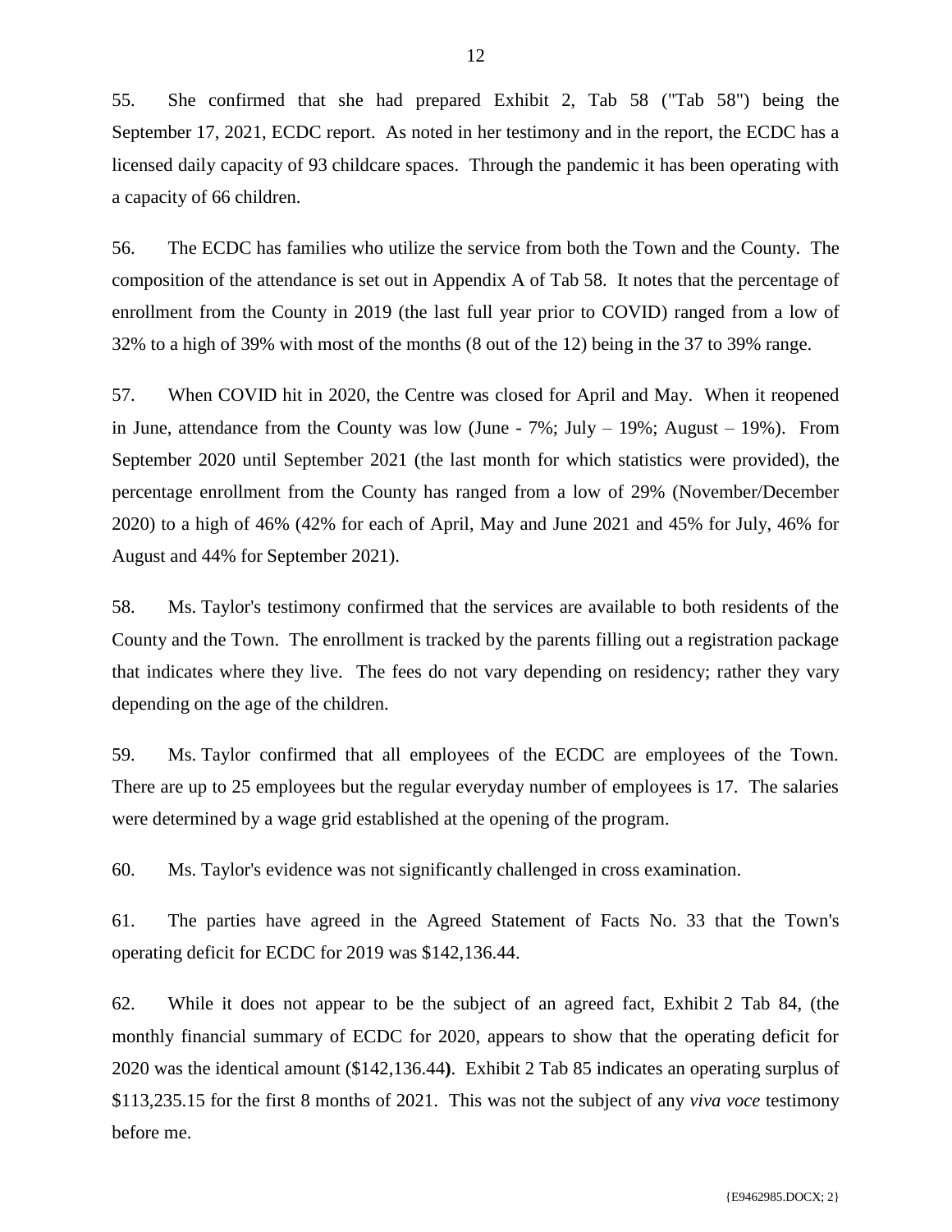55. She confirmed that she had prepared Exhibit 2, Tab 58 ("Tab 58") being the September 17, 2021, ECDC report. As noted in her testimony and in the report, the ECDC has a licensed daily capacity of 93 childcare spaces. Through the pandemic it has been operating with a capacity of 66 children.

56. The ECDC has families who utilize the service from both the Town and the County. The composition of the attendance is set out in Appendix A of Tab 58. It notes that the percentage of enrollment from the County in 2019 (the last full year prior to COVID) ranged from a low of 32% to a high of 39% with most of the months (8 out of the 12) being in the 37 to 39% range.

57. When COVID hit in 2020, the Centre was closed for April and May. When it reopened in June, attendance from the County was low (June - 7%; July – 19%; August – 19%). From September 2020 until September 2021 (the last month for which statistics were provided), the percentage enrollment from the County has ranged from a low of 29% (November/December 2020) to a high of 46% (42% for each of April, May and June 2021 and 45% for July, 46% for August and 44% for September 2021).

58. Ms. Taylor's testimony confirmed that the services are available to both residents of the County and the Town. The enrollment is tracked by the parents filling out a registration package that indicates where they live. The fees do not vary depending on residency; rather they vary depending on the age of the children.

59. Ms. Taylor confirmed that all employees of the ECDC are employees of the Town. There are up to 25 employees but the regular everyday number of employees is 17. The salaries were determined by a wage grid established at the opening of the program.

60. Ms. Taylor's evidence was not significantly challenged in cross examination.

61. The parties have agreed in the Agreed Statement of Facts No. 33 that the Town's operating deficit for ECDC for 2019 was $142,136.44.

62. While it does not appear to be the subject of an agreed fact, Exhibit 2 Tab 84, (the monthly financial summary of ECDC for 2020, appears to show that the operating deficit for 2020 was the identical amount ($142,136.44**)**. Exhibit 2 Tab 85 indicates an operating surplus of $113,235.15 for the first 8 months of 2021. This was not the subject of any *viva voce* testimony before me.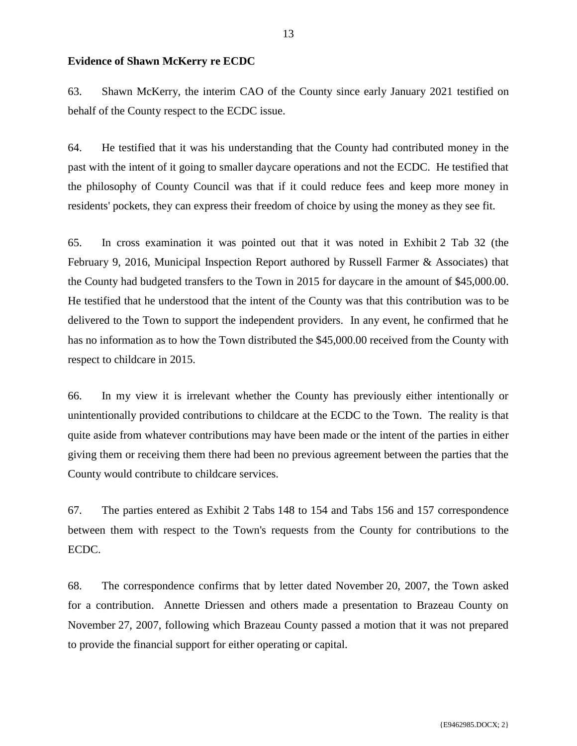**Evidence of Shawn McKerry re ECDC**

63. Shawn McKerry, the interim CAO of the County since early January 2021 testified on behalf of the County respect to the ECDC issue.

64. He testified that it was his understanding that the County had contributed money in the past with the intent of it going to smaller daycare operations and not the ECDC. He testified that the philosophy of County Council was that if it could reduce fees and keep more money in residents' pockets, they can express their freedom of choice by using the money as they see fit.

65. In cross examination it was pointed out that it was noted in Exhibit 2 Tab 32 (the February 9, 2016, Municipal Inspection Report authored by Russell Farmer & Associates) that the County had budgeted transfers to the Town in 2015 for daycare in the amount of $45,000.00. He testified that he understood that the intent of the County was that this contribution was to be delivered to the Town to support the independent providers. In any event, he confirmed that he has no information as to how the Town distributed the $45,000.00 received from the County with respect to childcare in 2015.

66. In my view it is irrelevant whether the County has previously either intentionally or unintentionally provided contributions to childcare at the ECDC to the Town. The reality is that quite aside from whatever contributions may have been made or the intent of the parties in either giving them or receiving them there had been no previous agreement between the parties that the County would contribute to childcare services.

67. The parties entered as Exhibit 2 Tabs 148 to 154 and Tabs 156 and 157 correspondence between them with respect to the Town's requests from the County for contributions to the ECDC.

68. The correspondence confirms that by letter dated November 20, 2007, the Town asked for a contribution. Annette Driessen and others made a presentation to Brazeau County on November 27, 2007, following which Brazeau County passed a motion that it was not prepared to provide the financial support for either operating or capital.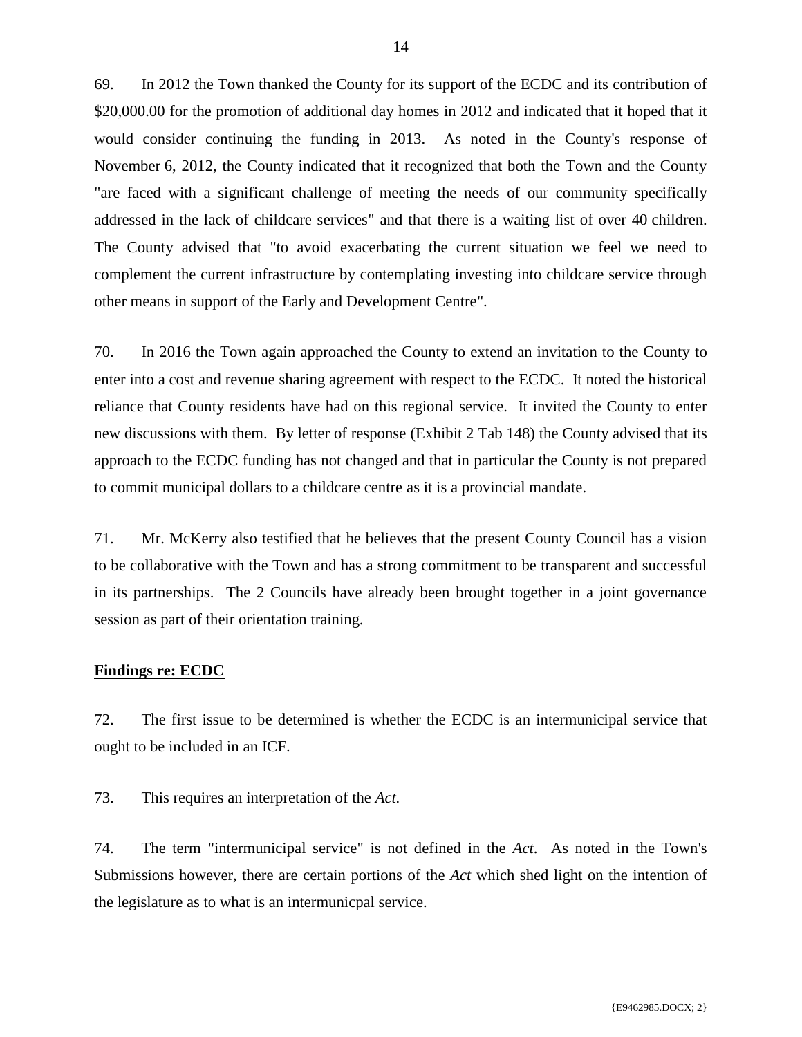69. In 2012 the Town thanked the County for its support of the ECDC and its contribution of $20,000.00 for the promotion of additional day homes in 2012 and indicated that it hoped that it would consider continuing the funding in 2013. As noted in the County's response of November 6, 2012, the County indicated that it recognized that both the Town and the County "are faced with a significant challenge of meeting the needs of our community specifically addressed in the lack of childcare services" and that there is a waiting list of over 40 children. The County advised that "to avoid exacerbating the current situation we feel we need to complement the current infrastructure by contemplating investing into childcare service through other means in support of the Early and Development Centre".

70. In 2016 the Town again approached the County to extend an invitation to the County to enter into a cost and revenue sharing agreement with respect to the ECDC. It noted the historical reliance that County residents have had on this regional service. It invited the County to enter new discussions with them. By letter of response (Exhibit 2 Tab 148) the County advised that its approach to the ECDC funding has not changed and that in particular the County is not prepared to commit municipal dollars to a childcare centre as it is a provincial mandate.

71. Mr. McKerry also testified that he believes that the present County Council has a vision to be collaborative with the Town and has a strong commitment to be transparent and successful in its partnerships. The 2 Councils have already been brought together in a joint governance session as part of their orientation training.

**Findings re: ECDC**

72. The first issue to be determined is whether the ECDC is an intermunicipal service that ought to be included in an ICF.

73. This requires an interpretation of the *Act.*

74. The term "intermunicipal service" is not defined in the *Act*. As noted in the Town's Submissions however, there are certain portions of the *Act* which shed light on the intention of the legislature as to what is an intermunicpal service.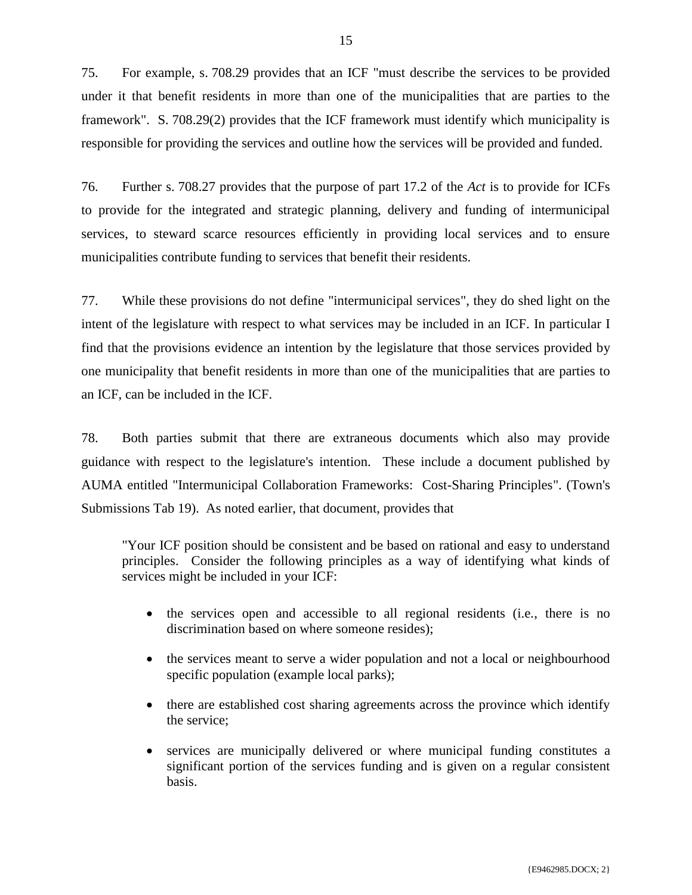75. For example, s. 708.29 provides that an ICF "must describe the services to be provided under it that benefit residents in more than one of the municipalities that are parties to the framework". S. 708.29(2) provides that the ICF framework must identify which municipality is responsible for providing the services and outline how the services will be provided and funded.

76. Further s. 708.27 provides that the purpose of part 17.2 of the *Act* is to provide for ICFs to provide for the integrated and strategic planning, delivery and funding of intermunicipal services, to steward scarce resources efficiently in providing local services and to ensure municipalities contribute funding to services that benefit their residents.

77. While these provisions do not define "intermunicipal services", they do shed light on the intent of the legislature with respect to what services may be included in an ICF. In particular I find that the provisions evidence an intention by the legislature that those services provided by one municipality that benefit residents in more than one of the municipalities that are parties to an ICF, can be included in the ICF.

78. Both parties submit that there are extraneous documents which also may provide guidance with respect to the legislature's intention. These include a document published by AUMA entitled "Intermunicipal Collaboration Frameworks: Cost-Sharing Principles". (Town's Submissions Tab 19). As noted earlier, that document, provides that

> "Your ICF position should be consistent and be based on rational and easy to understand principles. Consider the following principles as a way of identifying what kinds of services might be included in your ICF:
>
> - the services open and accessible to all regional residents (i.e., there is no discrimination based on where someone resides);
> - the services meant to serve a wider population and not a local or neighbourhood specific population (example local parks);
> - there are established cost sharing agreements across the province which identify the service;
> - services are municipally delivered or where municipal funding constitutes a significant portion of the services funding and is given on a regular consistent basis.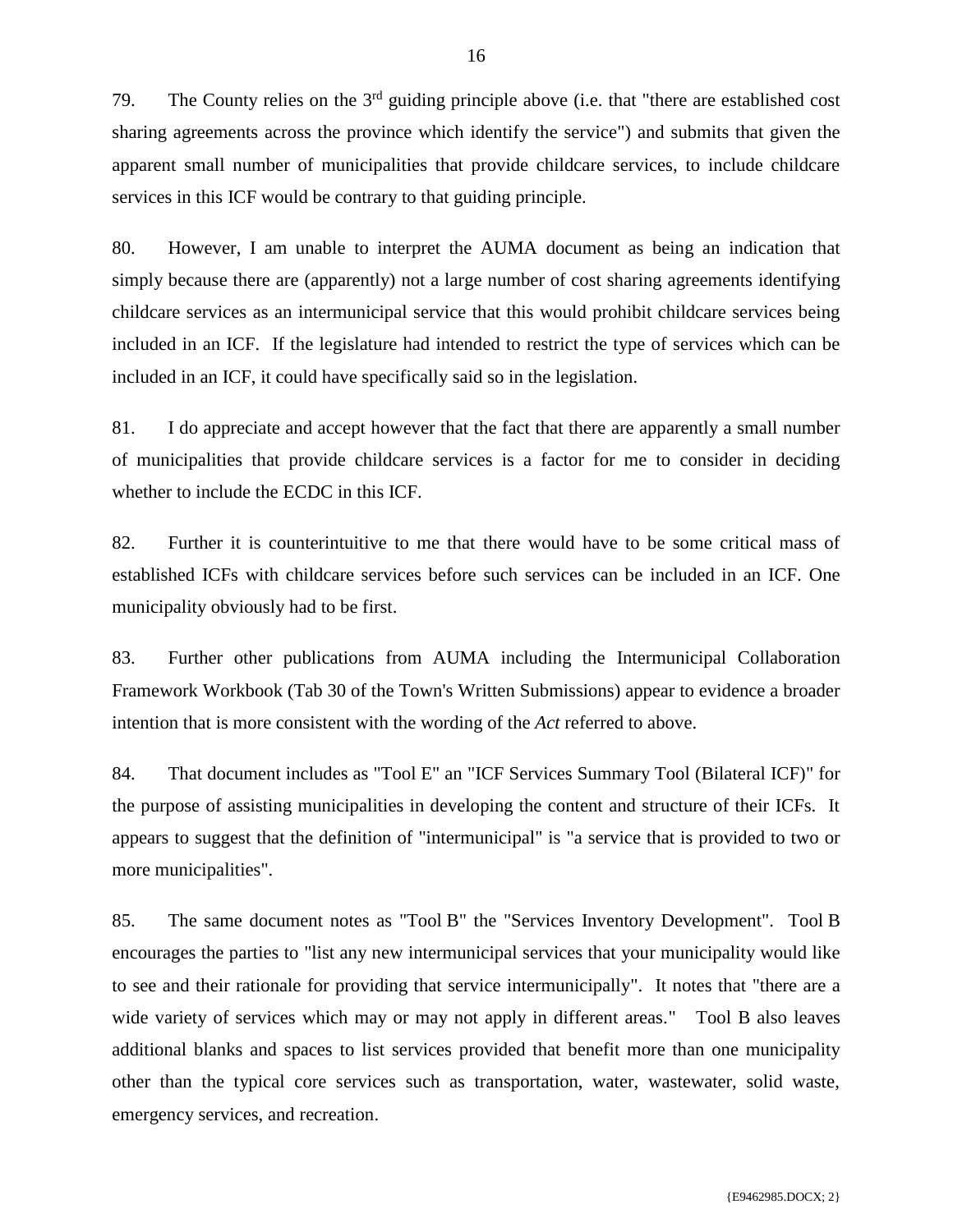79. The County relies on the 3rd guiding principle above (i.e. that "there are established cost sharing agreements across the province which identify the service") and submits that given the apparent small number of municipalities that provide childcare services, to include childcare services in this ICF would be contrary to that guiding principle.

80. However, I am unable to interpret the AUMA document as being an indication that simply because there are (apparently) not a large number of cost sharing agreements identifying childcare services as an intermunicipal service that this would prohibit childcare services being included in an ICF. If the legislature had intended to restrict the type of services which can be included in an ICF, it could have specifically said so in the legislation.

81. I do appreciate and accept however that the fact that there are apparently a small number of municipalities that provide childcare services is a factor for me to consider in deciding whether to include the ECDC in this ICF.

82. Further it is counterintuitive to me that there would have to be some critical mass of established ICFs with childcare services before such services can be included in an ICF. One municipality obviously had to be first.

83. Further other publications from AUMA including the Intermunicipal Collaboration Framework Workbook (Tab 30 of the Town's Written Submissions) appear to evidence a broader intention that is more consistent with the wording of the *Act* referred to above.

84. That document includes as "Tool E" an "ICF Services Summary Tool (Bilateral ICF)" for the purpose of assisting municipalities in developing the content and structure of their ICFs. It appears to suggest that the definition of "intermunicipal" is "a service that is provided to two or more municipalities".

85. The same document notes as "Tool B" the "Services Inventory Development". Tool B encourages the parties to "list any new intermunicipal services that your municipality would like to see and their rationale for providing that service intermunicipally". It notes that "there are a wide variety of services which may or may not apply in different areas." Tool B also leaves additional blanks and spaces to list services provided that benefit more than one municipality other than the typical core services such as transportation, water, wastewater, solid waste, emergency services, and recreation.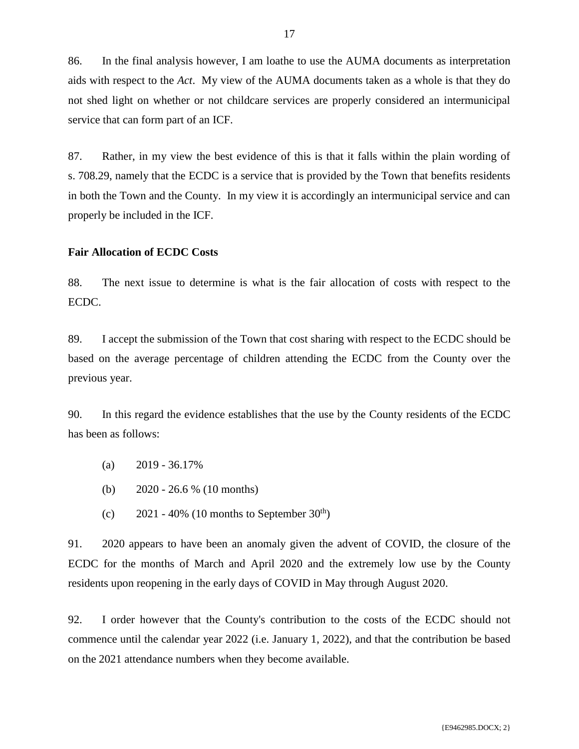86. In the final analysis however, I am loathe to use the AUMA documents as interpretation aids with respect to the *Act*. My view of the AUMA documents taken as a whole is that they do not shed light on whether or not childcare services are properly considered an intermunicipal service that can form part of an ICF.

87. Rather, in my view the best evidence of this is that it falls within the plain wording of s. 708.29, namely that the ECDC is a service that is provided by the Town that benefits residents in both the Town and the County. In my view it is accordingly an intermunicipal service and can properly be included in the ICF.

**Fair Allocation of ECDC Costs**

88. The next issue to determine is what is the fair allocation of costs with respect to the ECDC.

89. I accept the submission of the Town that cost sharing with respect to the ECDC should be based on the average percentage of children attending the ECDC from the County over the previous year.

90. In this regard the evidence establishes that the use by the County residents of the ECDC has been as follows:

(a) 2019 - 36.17%

(b) 2020 - 26.6 % (10 months)

(c) 2021 - 40% (10 months to September 30th)

91. 2020 appears to have been an anomaly given the advent of COVID, the closure of the ECDC for the months of March and April 2020 and the extremely low use by the County residents upon reopening in the early days of COVID in May through August 2020.

92. I order however that the County's contribution to the costs of the ECDC should not commence until the calendar year 2022 (i.e. January 1, 2022), and that the contribution be based on the 2021 attendance numbers when they become available.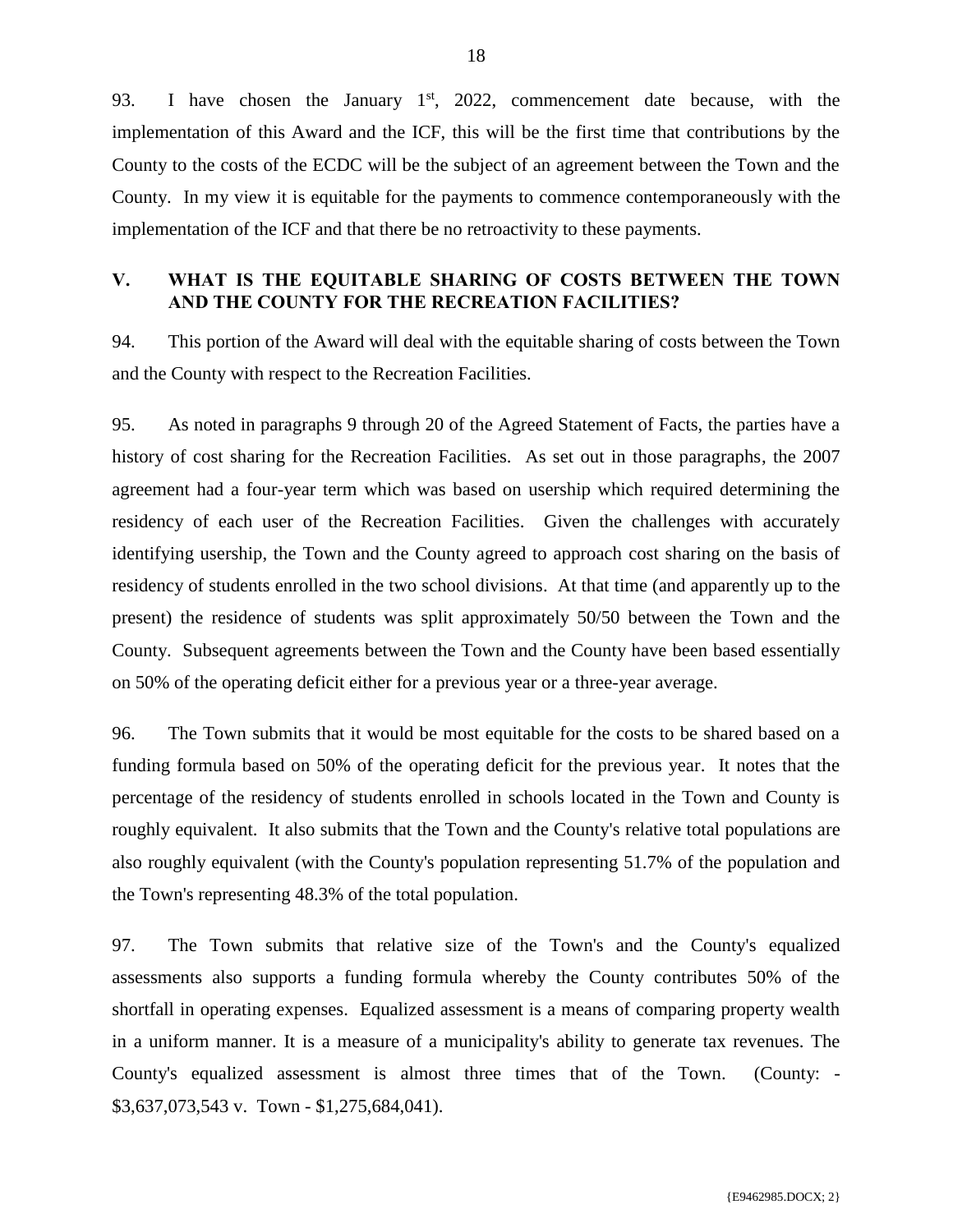93. I have chosen the January 1st, 2022, commencement date because, with the implementation of this Award and the ICF, this will be the first time that contributions by the County to the costs of the ECDC will be the subject of an agreement between the Town and the County. In my view it is equitable for the payments to commence contemporaneously with the implementation of the ICF and that there be no retroactivity to these payments.

## V. WHAT IS THE EQUITABLE SHARING OF COSTS BETWEEN THE TOWN AND THE COUNTY FOR THE RECREATION FACILITIES?

94. This portion of the Award will deal with the equitable sharing of costs between the Town and the County with respect to the Recreation Facilities.

95. As noted in paragraphs 9 through 20 of the Agreed Statement of Facts, the parties have a history of cost sharing for the Recreation Facilities. As set out in those paragraphs, the 2007 agreement had a four-year term which was based on usership which required determining the residency of each user of the Recreation Facilities. Given the challenges with accurately identifying usership, the Town and the County agreed to approach cost sharing on the basis of residency of students enrolled in the two school divisions. At that time (and apparently up to the present) the residence of students was split approximately 50/50 between the Town and the County. Subsequent agreements between the Town and the County have been based essentially on 50% of the operating deficit either for a previous year or a three-year average.

96. The Town submits that it would be most equitable for the costs to be shared based on a funding formula based on 50% of the operating deficit for the previous year. It notes that the percentage of the residency of students enrolled in schools located in the Town and County is roughly equivalent. It also submits that the Town and the County's relative total populations are also roughly equivalent (with the County's population representing 51.7% of the population and the Town's representing 48.3% of the total population.

97. The Town submits that relative size of the Town's and the County's equalized assessments also supports a funding formula whereby the County contributes 50% of the shortfall in operating expenses. Equalized assessment is a means of comparing property wealth in a uniform manner. It is a measure of a municipality's ability to generate tax revenues. The County's equalized assessment is almost three times that of the Town. (County: - $3,637,073,543 v. Town - $1,275,684,041).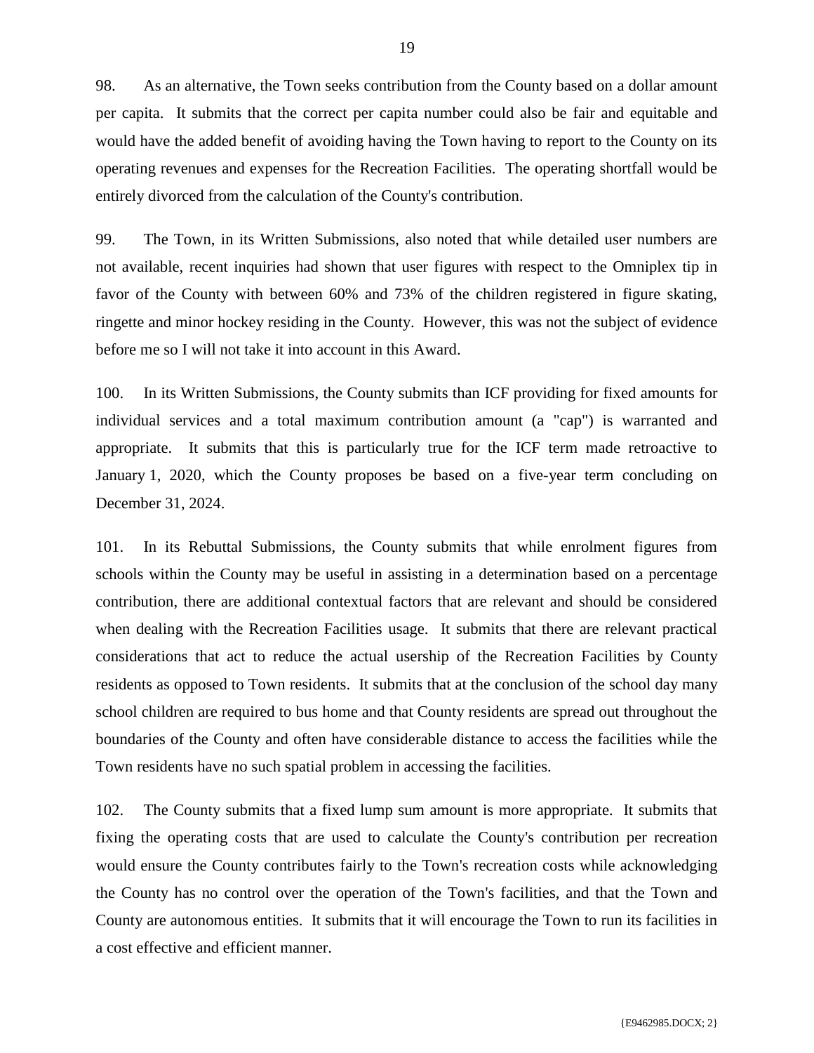98. As an alternative, the Town seeks contribution from the County based on a dollar amount per capita. It submits that the correct per capita number could also be fair and equitable and would have the added benefit of avoiding having the Town having to report to the County on its operating revenues and expenses for the Recreation Facilities. The operating shortfall would be entirely divorced from the calculation of the County's contribution.

99. The Town, in its Written Submissions, also noted that while detailed user numbers are not available, recent inquiries had shown that user figures with respect to the Omniplex tip in favor of the County with between 60% and 73% of the children registered in figure skating, ringette and minor hockey residing in the County. However, this was not the subject of evidence before me so I will not take it into account in this Award.

100. In its Written Submissions, the County submits than ICF providing for fixed amounts for individual services and a total maximum contribution amount (a "cap") is warranted and appropriate. It submits that this is particularly true for the ICF term made retroactive to January 1, 2020, which the County proposes be based on a five-year term concluding on December 31, 2024.

101. In its Rebuttal Submissions, the County submits that while enrolment figures from schools within the County may be useful in assisting in a determination based on a percentage contribution, there are additional contextual factors that are relevant and should be considered when dealing with the Recreation Facilities usage. It submits that there are relevant practical considerations that act to reduce the actual usership of the Recreation Facilities by County residents as opposed to Town residents. It submits that at the conclusion of the school day many school children are required to bus home and that County residents are spread out throughout the boundaries of the County and often have considerable distance to access the facilities while the Town residents have no such spatial problem in accessing the facilities.

102. The County submits that a fixed lump sum amount is more appropriate. It submits that fixing the operating costs that are used to calculate the County's contribution per recreation would ensure the County contributes fairly to the Town's recreation costs while acknowledging the County has no control over the operation of the Town's facilities, and that the Town and County are autonomous entities. It submits that it will encourage the Town to run its facilities in a cost effective and efficient manner.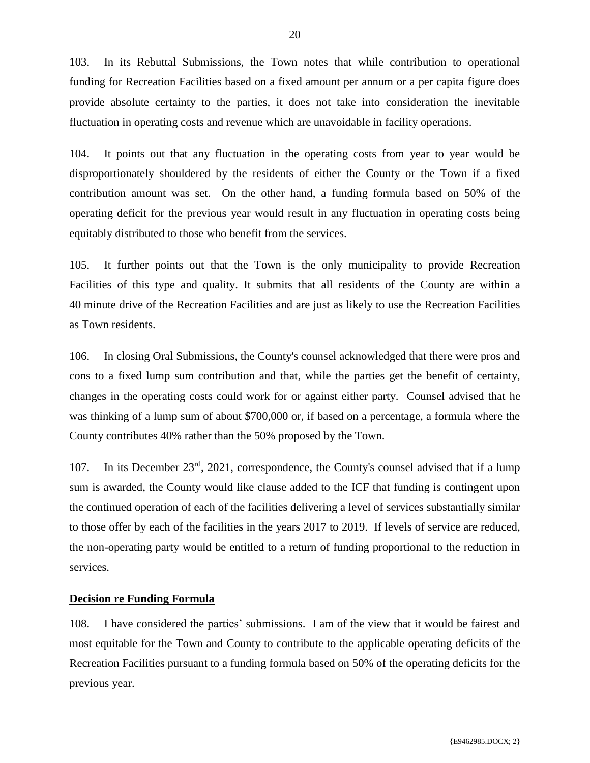103. In its Rebuttal Submissions, the Town notes that while contribution to operational funding for Recreation Facilities based on a fixed amount per annum or a per capita figure does provide absolute certainty to the parties, it does not take into consideration the inevitable fluctuation in operating costs and revenue which are unavoidable in facility operations.

104. It points out that any fluctuation in the operating costs from year to year would be disproportionately shouldered by the residents of either the County or the Town if a fixed contribution amount was set. On the other hand, a funding formula based on 50% of the operating deficit for the previous year would result in any fluctuation in operating costs being equitably distributed to those who benefit from the services.

105. It further points out that the Town is the only municipality to provide Recreation Facilities of this type and quality. It submits that all residents of the County are within a 40 minute drive of the Recreation Facilities and are just as likely to use the Recreation Facilities as Town residents.

106. In closing Oral Submissions, the County's counsel acknowledged that there were pros and cons to a fixed lump sum contribution and that, while the parties get the benefit of certainty, changes in the operating costs could work for or against either party. Counsel advised that he was thinking of a lump sum of about $700,000 or, if based on a percentage, a formula where the County contributes 40% rather than the 50% proposed by the Town.

107. In its December 23rd, 2021, correspondence, the County's counsel advised that if a lump sum is awarded, the County would like clause added to the ICF that funding is contingent upon the continued operation of each of the facilities delivering a level of services substantially similar to those offer by each of the facilities in the years 2017 to 2019. If levels of service are reduced, the non-operating party would be entitled to a return of funding proportional to the reduction in services.

**Decision re Funding Formula**

108. I have considered the parties' submissions. I am of the view that it would be fairest and most equitable for the Town and County to contribute to the applicable operating deficits of the Recreation Facilities pursuant to a funding formula based on 50% of the operating deficits for the previous year.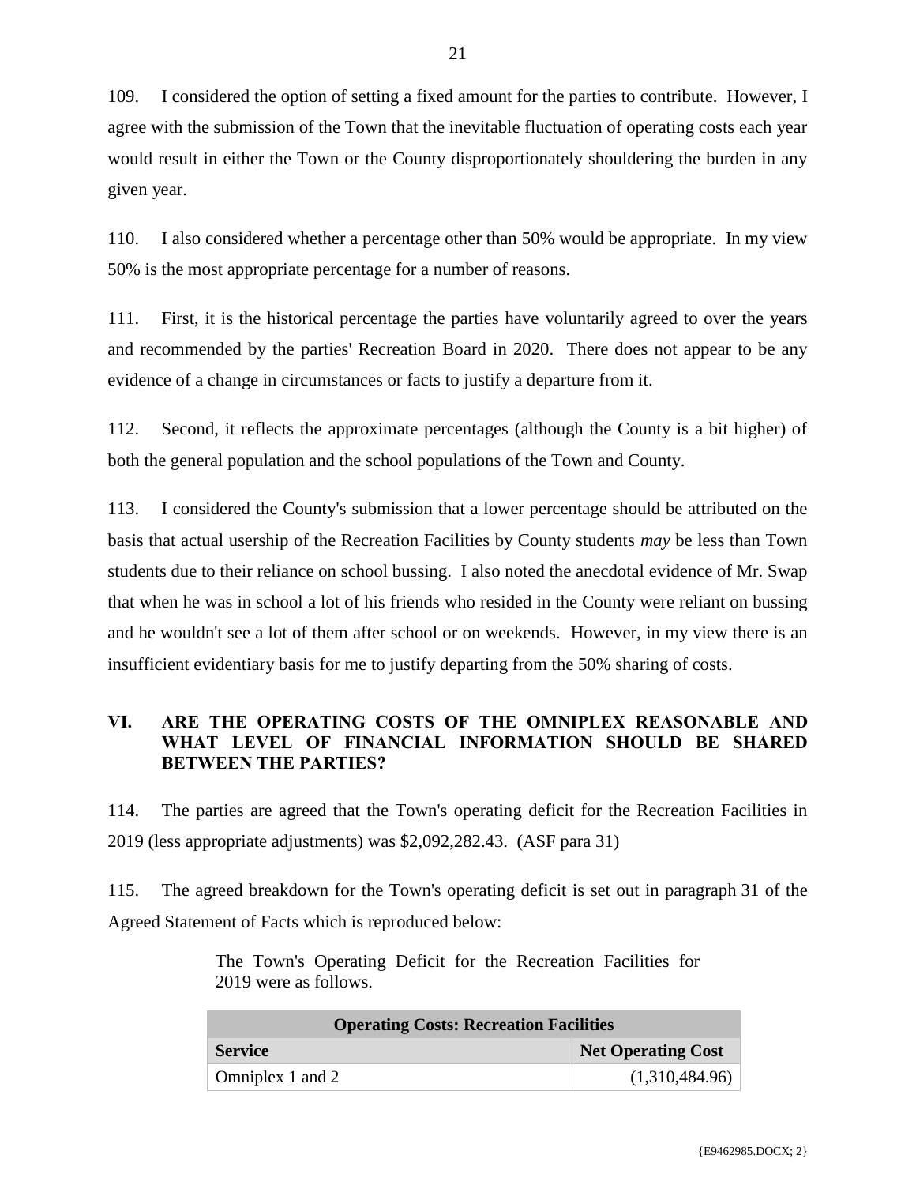109. I considered the option of setting a fixed amount for the parties to contribute. However, I agree with the submission of the Town that the inevitable fluctuation of operating costs each year would result in either the Town or the County disproportionately shouldering the burden in any given year.

110. I also considered whether a percentage other than 50% would be appropriate. In my view 50% is the most appropriate percentage for a number of reasons.

111. First, it is the historical percentage the parties have voluntarily agreed to over the years and recommended by the parties' Recreation Board in 2020. There does not appear to be any evidence of a change in circumstances or facts to justify a departure from it.

112. Second, it reflects the approximate percentages (although the County is a bit higher) of both the general population and the school populations of the Town and County.

113. I considered the County's submission that a lower percentage should be attributed on the basis that actual usership of the Recreation Facilities by County students *may* be less than Town students due to their reliance on school bussing. I also noted the anecdotal evidence of Mr. Swap that when he was in school a lot of his friends who resided in the County were reliant on bussing and he wouldn't see a lot of them after school or on weekends. However, in my view there is an insufficient evidentiary basis for me to justify departing from the 50% sharing of costs.

## VI. ARE THE OPERATING COSTS OF THE OMNIPLEX REASONABLE AND WHAT LEVEL OF FINANCIAL INFORMATION SHOULD BE SHARED BETWEEN THE PARTIES?

114. The parties are agreed that the Town's operating deficit for the Recreation Facilities in 2019 (less appropriate adjustments) was $2,092,282.43. (ASF para 31)

115. The agreed breakdown for the Town's operating deficit is set out in paragraph 31 of the Agreed Statement of Facts which is reproduced below:

> The Town's Operating Deficit for the Recreation Facilities for 2019 were as follows:

| **Operating Costs: Recreation Facilities** | |
|---|---|
| **Service** | **Net Operating Cost** |
| Omniplex 1 and 2 | (1,310,484.96) |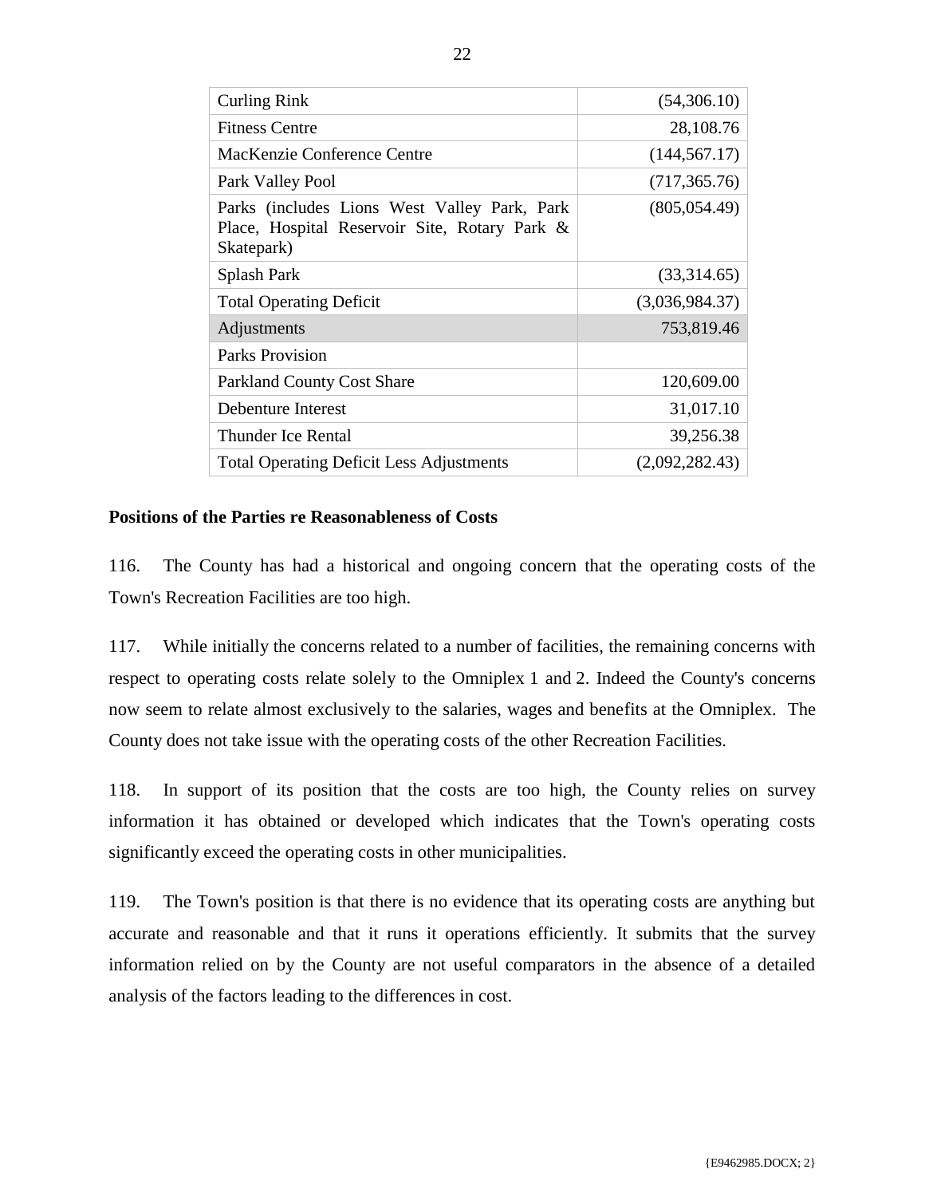| | |
|---|---|
| Curling Rink | (54,306.10) |
| Fitness Centre | 28,108.76 |
| MacKenzie Conference Centre | (144,567.17) |
| Park Valley Pool | (717,365.76) |
| Parks (includes Lions West Valley Park, Park Place, Hospital Reservoir Site, Rotary Park & Skatepark) | (805,054.49) |
| Splash Park | (33,314.65) |
| Total Operating Deficit | (3,036,984.37) |
| Adjustments | 753,819.46 |
| Parks Provision | |
| Parkland County Cost Share | 120,609.00 |
| Debenture Interest | 31,017.10 |
| Thunder Ice Rental | 39,256.38 |
| Total Operating Deficit Less Adjustments | (2,092,282.43) |

**Positions of the Parties re Reasonableness of Costs**

116. The County has had a historical and ongoing concern that the operating costs of the Town's Recreation Facilities are too high.

117. While initially the concerns related to a number of facilities, the remaining concerns with respect to operating costs relate solely to the Omniplex 1 and 2. Indeed the County's concerns now seem to relate almost exclusively to the salaries, wages and benefits at the Omniplex. The County does not take issue with the operating costs of the other Recreation Facilities.

118. In support of its position that the costs are too high, the County relies on survey information it has obtained or developed which indicates that the Town's operating costs significantly exceed the operating costs in other municipalities.

119. The Town's position is that there is no evidence that its operating costs are anything but accurate and reasonable and that it runs it operations efficiently. It submits that the survey information relied on by the County are not useful comparators in the absence of a detailed analysis of the factors leading to the differences in cost.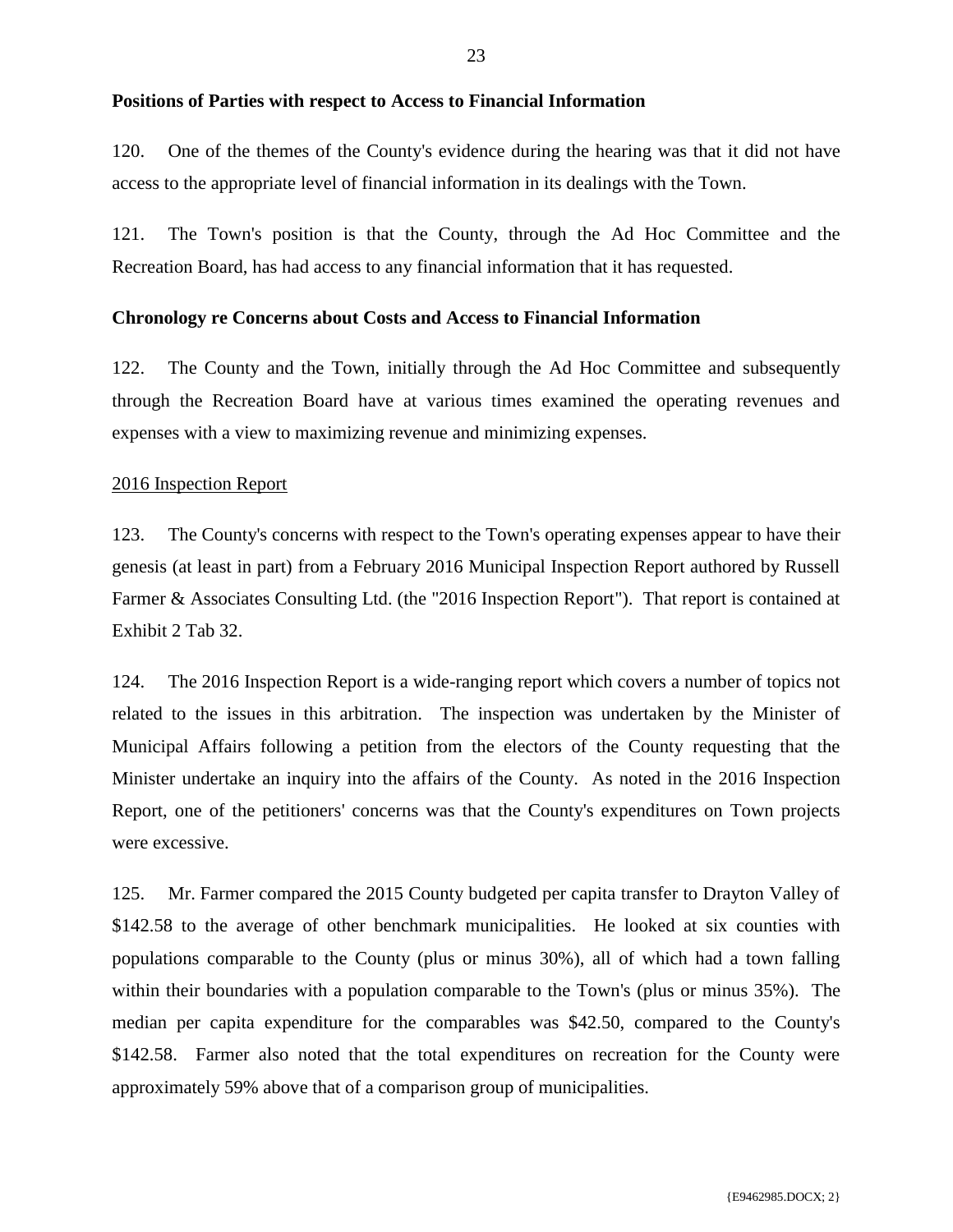**Positions of Parties with respect to Access to Financial Information**

120. One of the themes of the County's evidence during the hearing was that it did not have access to the appropriate level of financial information in its dealings with the Town.

121. The Town's position is that the County, through the Ad Hoc Committee and the Recreation Board, has had access to any financial information that it has requested.

**Chronology re Concerns about Costs and Access to Financial Information**

122. The County and the Town, initially through the Ad Hoc Committee and subsequently through the Recreation Board have at various times examined the operating revenues and expenses with a view to maximizing revenue and minimizing expenses.

2016 Inspection Report

123. The County's concerns with respect to the Town's operating expenses appear to have their genesis (at least in part) from a February 2016 Municipal Inspection Report authored by Russell Farmer & Associates Consulting Ltd. (the "2016 Inspection Report"). That report is contained at Exhibit 2 Tab 32.

124. The 2016 Inspection Report is a wide-ranging report which covers a number of topics not related to the issues in this arbitration. The inspection was undertaken by the Minister of Municipal Affairs following a petition from the electors of the County requesting that the Minister undertake an inquiry into the affairs of the County. As noted in the 2016 Inspection Report, one of the petitioners' concerns was that the County's expenditures on Town projects were excessive.

125. Mr. Farmer compared the 2015 County budgeted per capita transfer to Drayton Valley of $142.58 to the average of other benchmark municipalities. He looked at six counties with populations comparable to the County (plus or minus 30%), all of which had a town falling within their boundaries with a population comparable to the Town's (plus or minus 35%). The median per capita expenditure for the comparables was $42.50, compared to the County's $142.58. Farmer also noted that the total expenditures on recreation for the County were approximately 59% above that of a comparison group of municipalities.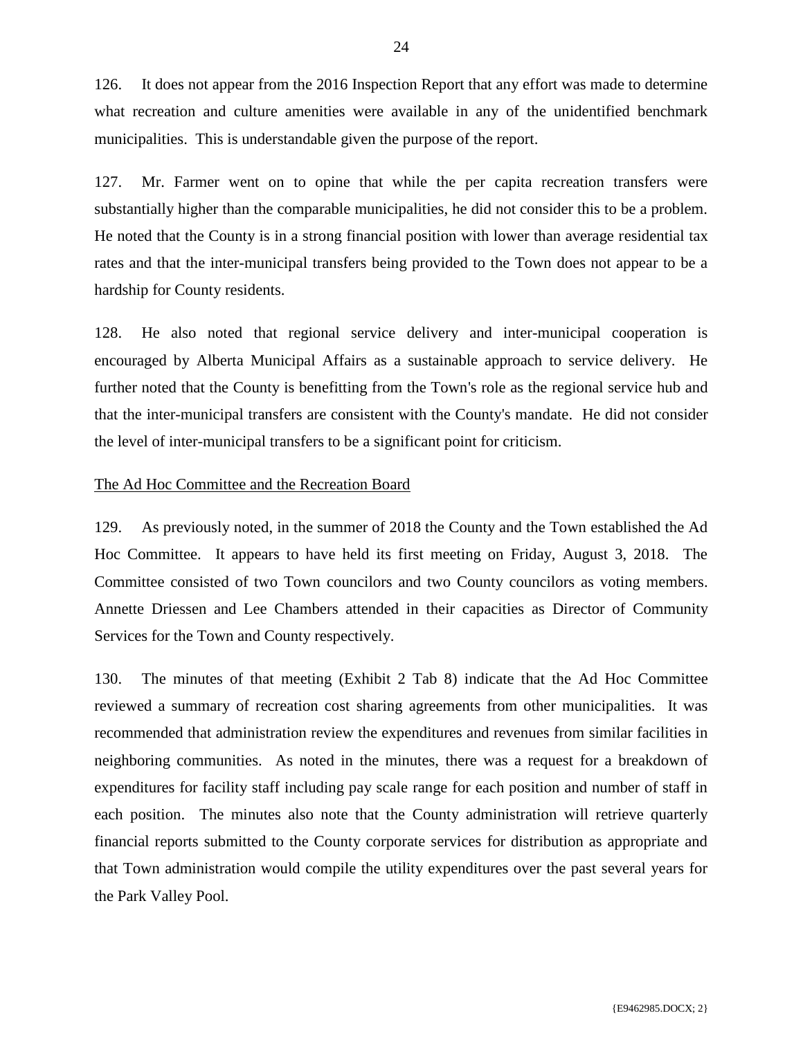126. It does not appear from the 2016 Inspection Report that any effort was made to determine what recreation and culture amenities were available in any of the unidentified benchmark municipalities. This is understandable given the purpose of the report.

127. Mr. Farmer went on to opine that while the per capita recreation transfers were substantially higher than the comparable municipalities, he did not consider this to be a problem. He noted that the County is in a strong financial position with lower than average residential tax rates and that the inter-municipal transfers being provided to the Town does not appear to be a hardship for County residents.

128. He also noted that regional service delivery and inter-municipal cooperation is encouraged by Alberta Municipal Affairs as a sustainable approach to service delivery. He further noted that the County is benefitting from the Town's role as the regional service hub and that the inter-municipal transfers are consistent with the County's mandate. He did not consider the level of inter-municipal transfers to be a significant point for criticism.

<u>The Ad Hoc Committee and the Recreation Board</u>

129. As previously noted, in the summer of 2018 the County and the Town established the Ad Hoc Committee. It appears to have held its first meeting on Friday, August 3, 2018. The Committee consisted of two Town councilors and two County councilors as voting members. Annette Driessen and Lee Chambers attended in their capacities as Director of Community Services for the Town and County respectively.

130. The minutes of that meeting (Exhibit 2 Tab 8) indicate that the Ad Hoc Committee reviewed a summary of recreation cost sharing agreements from other municipalities. It was recommended that administration review the expenditures and revenues from similar facilities in neighboring communities. As noted in the minutes, there was a request for a breakdown of expenditures for facility staff including pay scale range for each position and number of staff in each position. The minutes also note that the County administration will retrieve quarterly financial reports submitted to the County corporate services for distribution as appropriate and that Town administration would compile the utility expenditures over the past several years for the Park Valley Pool.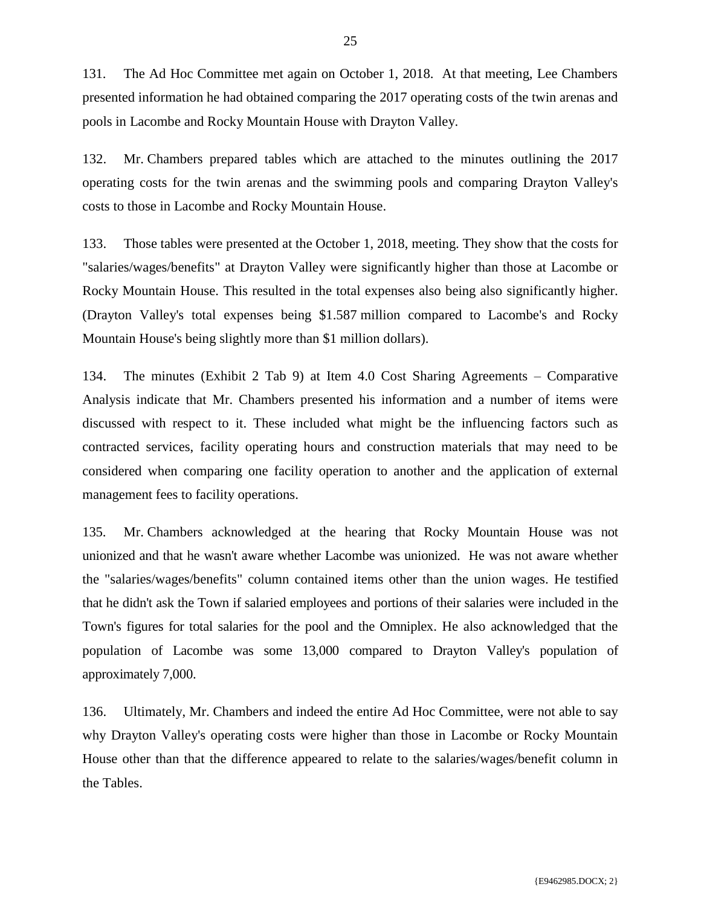131. The Ad Hoc Committee met again on October 1, 2018. At that meeting, Lee Chambers presented information he had obtained comparing the 2017 operating costs of the twin arenas and pools in Lacombe and Rocky Mountain House with Drayton Valley.

132. Mr. Chambers prepared tables which are attached to the minutes outlining the 2017 operating costs for the twin arenas and the swimming pools and comparing Drayton Valley's costs to those in Lacombe and Rocky Mountain House.

133. Those tables were presented at the October 1, 2018, meeting. They show that the costs for "salaries/wages/benefits" at Drayton Valley were significantly higher than those at Lacombe or Rocky Mountain House. This resulted in the total expenses also being also significantly higher. (Drayton Valley's total expenses being $1.587 million compared to Lacombe's and Rocky Mountain House's being slightly more than $1 million dollars).

134. The minutes (Exhibit 2 Tab 9) at Item 4.0 Cost Sharing Agreements – Comparative Analysis indicate that Mr. Chambers presented his information and a number of items were discussed with respect to it. These included what might be the influencing factors such as contracted services, facility operating hours and construction materials that may need to be considered when comparing one facility operation to another and the application of external management fees to facility operations.

135. Mr. Chambers acknowledged at the hearing that Rocky Mountain House was not unionized and that he wasn't aware whether Lacombe was unionized. He was not aware whether the "salaries/wages/benefits" column contained items other than the union wages. He testified that he didn't ask the Town if salaried employees and portions of their salaries were included in the Town's figures for total salaries for the pool and the Omniplex. He also acknowledged that the population of Lacombe was some 13,000 compared to Drayton Valley's population of approximately 7,000.

136. Ultimately, Mr. Chambers and indeed the entire Ad Hoc Committee, were not able to say why Drayton Valley's operating costs were higher than those in Lacombe or Rocky Mountain House other than that the difference appeared to relate to the salaries/wages/benefit column in the Tables.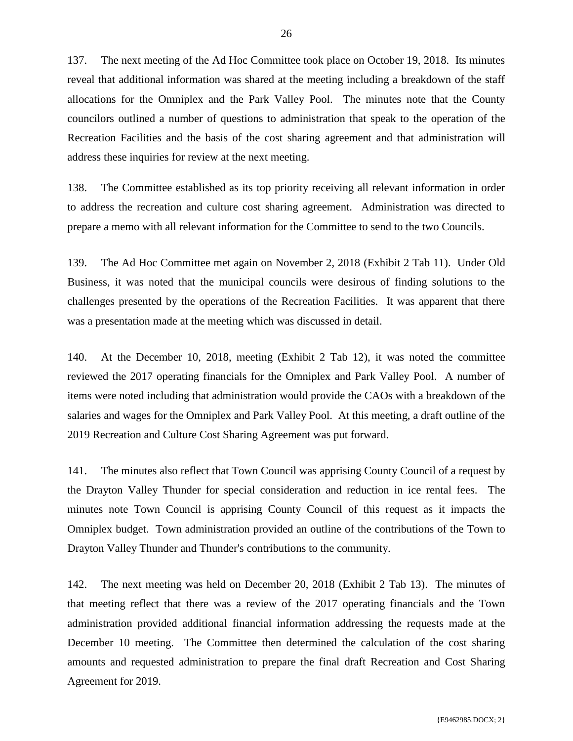137. The next meeting of the Ad Hoc Committee took place on October 19, 2018. Its minutes reveal that additional information was shared at the meeting including a breakdown of the staff allocations for the Omniplex and the Park Valley Pool. The minutes note that the County councilors outlined a number of questions to administration that speak to the operation of the Recreation Facilities and the basis of the cost sharing agreement and that administration will address these inquiries for review at the next meeting.

138. The Committee established as its top priority receiving all relevant information in order to address the recreation and culture cost sharing agreement. Administration was directed to prepare a memo with all relevant information for the Committee to send to the two Councils.

139. The Ad Hoc Committee met again on November 2, 2018 (Exhibit 2 Tab 11). Under Old Business, it was noted that the municipal councils were desirous of finding solutions to the challenges presented by the operations of the Recreation Facilities. It was apparent that there was a presentation made at the meeting which was discussed in detail.

140. At the December 10, 2018, meeting (Exhibit 2 Tab 12), it was noted the committee reviewed the 2017 operating financials for the Omniplex and Park Valley Pool. A number of items were noted including that administration would provide the CAOs with a breakdown of the salaries and wages for the Omniplex and Park Valley Pool. At this meeting, a draft outline of the 2019 Recreation and Culture Cost Sharing Agreement was put forward.

141. The minutes also reflect that Town Council was apprising County Council of a request by the Drayton Valley Thunder for special consideration and reduction in ice rental fees. The minutes note Town Council is apprising County Council of this request as it impacts the Omniplex budget. Town administration provided an outline of the contributions of the Town to Drayton Valley Thunder and Thunder's contributions to the community.

142. The next meeting was held on December 20, 2018 (Exhibit 2 Tab 13). The minutes of that meeting reflect that there was a review of the 2017 operating financials and the Town administration provided additional financial information addressing the requests made at the December 10 meeting. The Committee then determined the calculation of the cost sharing amounts and requested administration to prepare the final draft Recreation and Cost Sharing Agreement for 2019.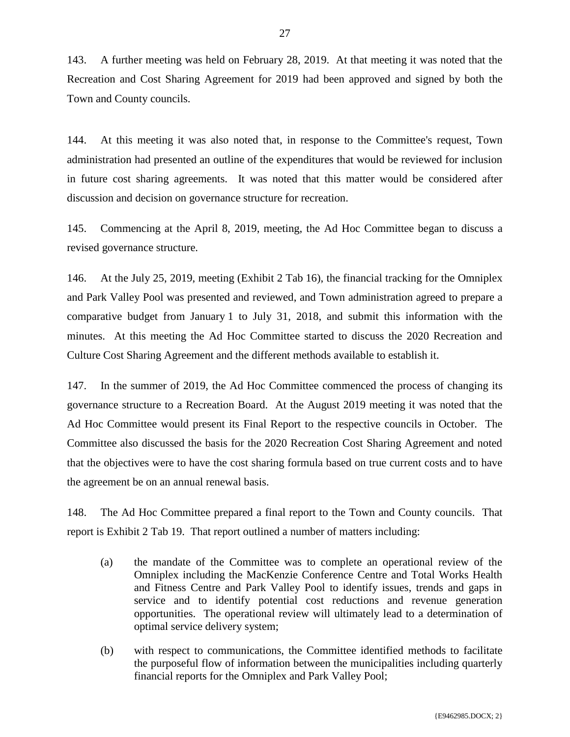143. A further meeting was held on February 28, 2019. At that meeting it was noted that the Recreation and Cost Sharing Agreement for 2019 had been approved and signed by both the Town and County councils.

144. At this meeting it was also noted that, in response to the Committee's request, Town administration had presented an outline of the expenditures that would be reviewed for inclusion in future cost sharing agreements. It was noted that this matter would be considered after discussion and decision on governance structure for recreation.

145. Commencing at the April 8, 2019, meeting, the Ad Hoc Committee began to discuss a revised governance structure.

146. At the July 25, 2019, meeting (Exhibit 2 Tab 16), the financial tracking for the Omniplex and Park Valley Pool was presented and reviewed, and Town administration agreed to prepare a comparative budget from January 1 to July 31, 2018, and submit this information with the minutes. At this meeting the Ad Hoc Committee started to discuss the 2020 Recreation and Culture Cost Sharing Agreement and the different methods available to establish it.

147. In the summer of 2019, the Ad Hoc Committee commenced the process of changing its governance structure to a Recreation Board. At the August 2019 meeting it was noted that the Ad Hoc Committee would present its Final Report to the respective councils in October. The Committee also discussed the basis for the 2020 Recreation Cost Sharing Agreement and noted that the objectives were to have the cost sharing formula based on true current costs and to have the agreement be on an annual renewal basis.

148. The Ad Hoc Committee prepared a final report to the Town and County councils. That report is Exhibit 2 Tab 19. That report outlined a number of matters including:

(a) the mandate of the Committee was to complete an operational review of the Omniplex including the MacKenzie Conference Centre and Total Works Health and Fitness Centre and Park Valley Pool to identify issues, trends and gaps in service and to identify potential cost reductions and revenue generation opportunities. The operational review will ultimately lead to a determination of optimal service delivery system;

(b) with respect to communications, the Committee identified methods to facilitate the purposeful flow of information between the municipalities including quarterly financial reports for the Omniplex and Park Valley Pool;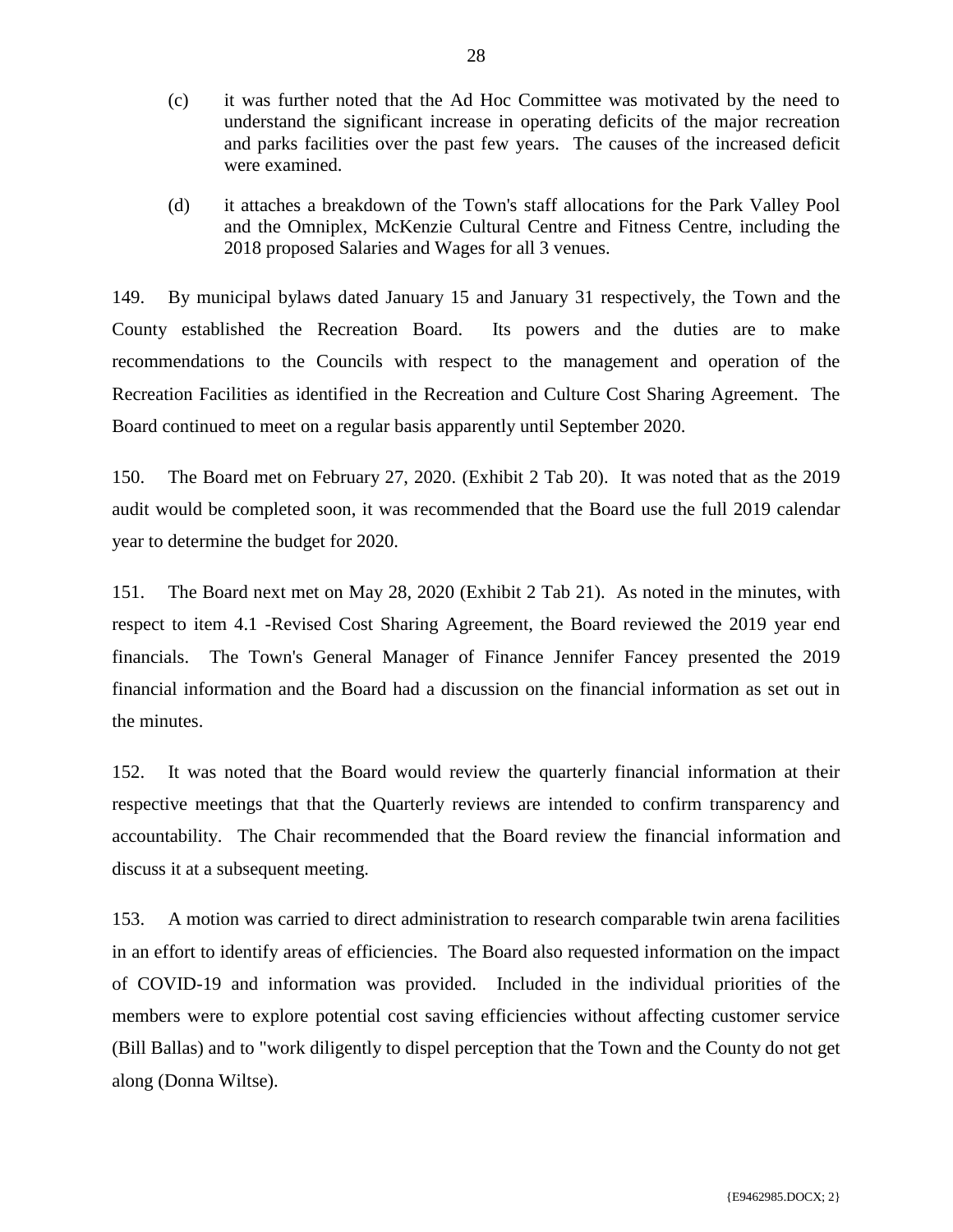(c) it was further noted that the Ad Hoc Committee was motivated by the need to understand the significant increase in operating deficits of the major recreation and parks facilities over the past few years. The causes of the increased deficit were examined.

(d) it attaches a breakdown of the Town's staff allocations for the Park Valley Pool and the Omniplex, McKenzie Cultural Centre and Fitness Centre, including the 2018 proposed Salaries and Wages for all 3 venues.

149. By municipal bylaws dated January 15 and January 31 respectively, the Town and the County established the Recreation Board. Its powers and the duties are to make recommendations to the Councils with respect to the management and operation of the Recreation Facilities as identified in the Recreation and Culture Cost Sharing Agreement. The Board continued to meet on a regular basis apparently until September 2020.

150. The Board met on February 27, 2020. (Exhibit 2 Tab 20). It was noted that as the 2019 audit would be completed soon, it was recommended that the Board use the full 2019 calendar year to determine the budget for 2020.

151. The Board next met on May 28, 2020 (Exhibit 2 Tab 21). As noted in the minutes, with respect to item 4.1 -Revised Cost Sharing Agreement, the Board reviewed the 2019 year end financials. The Town's General Manager of Finance Jennifer Fancey presented the 2019 financial information and the Board had a discussion on the financial information as set out in the minutes.

152. It was noted that the Board would review the quarterly financial information at their respective meetings that that the Quarterly reviews are intended to confirm transparency and accountability. The Chair recommended that the Board review the financial information and discuss it at a subsequent meeting.

153. A motion was carried to direct administration to research comparable twin arena facilities in an effort to identify areas of efficiencies. The Board also requested information on the impact of COVID-19 and information was provided. Included in the individual priorities of the members were to explore potential cost saving efficiencies without affecting customer service (Bill Ballas) and to "work diligently to dispel perception that the Town and the County do not get along (Donna Wiltse).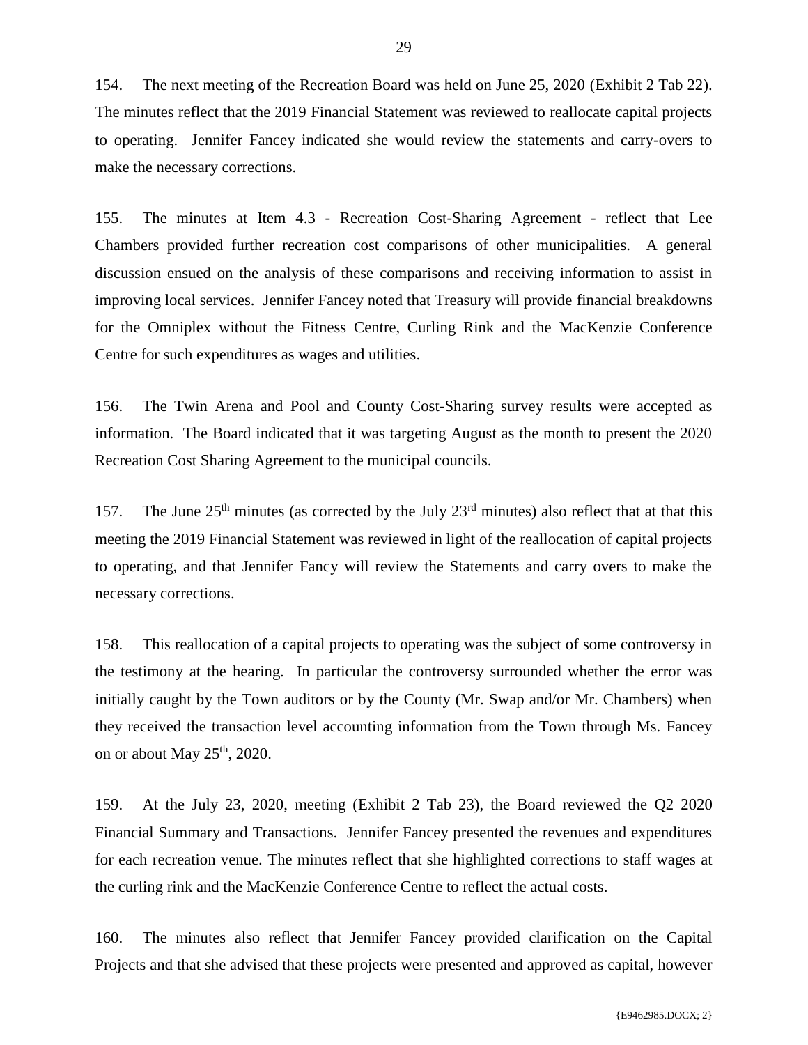154. The next meeting of the Recreation Board was held on June 25, 2020 (Exhibit 2 Tab 22). The minutes reflect that the 2019 Financial Statement was reviewed to reallocate capital projects to operating. Jennifer Fancey indicated she would review the statements and carry-overs to make the necessary corrections.

155. The minutes at Item 4.3 - Recreation Cost-Sharing Agreement - reflect that Lee Chambers provided further recreation cost comparisons of other municipalities. A general discussion ensued on the analysis of these comparisons and receiving information to assist in improving local services. Jennifer Fancey noted that Treasury will provide financial breakdowns for the Omniplex without the Fitness Centre, Curling Rink and the MacKenzie Conference Centre for such expenditures as wages and utilities.

156. The Twin Arena and Pool and County Cost-Sharing survey results were accepted as information. The Board indicated that it was targeting August as the month to present the 2020 Recreation Cost Sharing Agreement to the municipal councils.

157. The June 25th minutes (as corrected by the July 23rd minutes) also reflect that at that this meeting the 2019 Financial Statement was reviewed in light of the reallocation of capital projects to operating, and that Jennifer Fancy will review the Statements and carry overs to make the necessary corrections.

158. This reallocation of a capital projects to operating was the subject of some controversy in the testimony at the hearing. In particular the controversy surrounded whether the error was initially caught by the Town auditors or by the County (Mr. Swap and/or Mr. Chambers) when they received the transaction level accounting information from the Town through Ms. Fancey on or about May 25th, 2020.

159. At the July 23, 2020, meeting (Exhibit 2 Tab 23), the Board reviewed the Q2 2020 Financial Summary and Transactions. Jennifer Fancey presented the revenues and expenditures for each recreation venue. The minutes reflect that she highlighted corrections to staff wages at the curling rink and the MacKenzie Conference Centre to reflect the actual costs.

160. The minutes also reflect that Jennifer Fancey provided clarification on the Capital Projects and that she advised that these projects were presented and approved as capital, however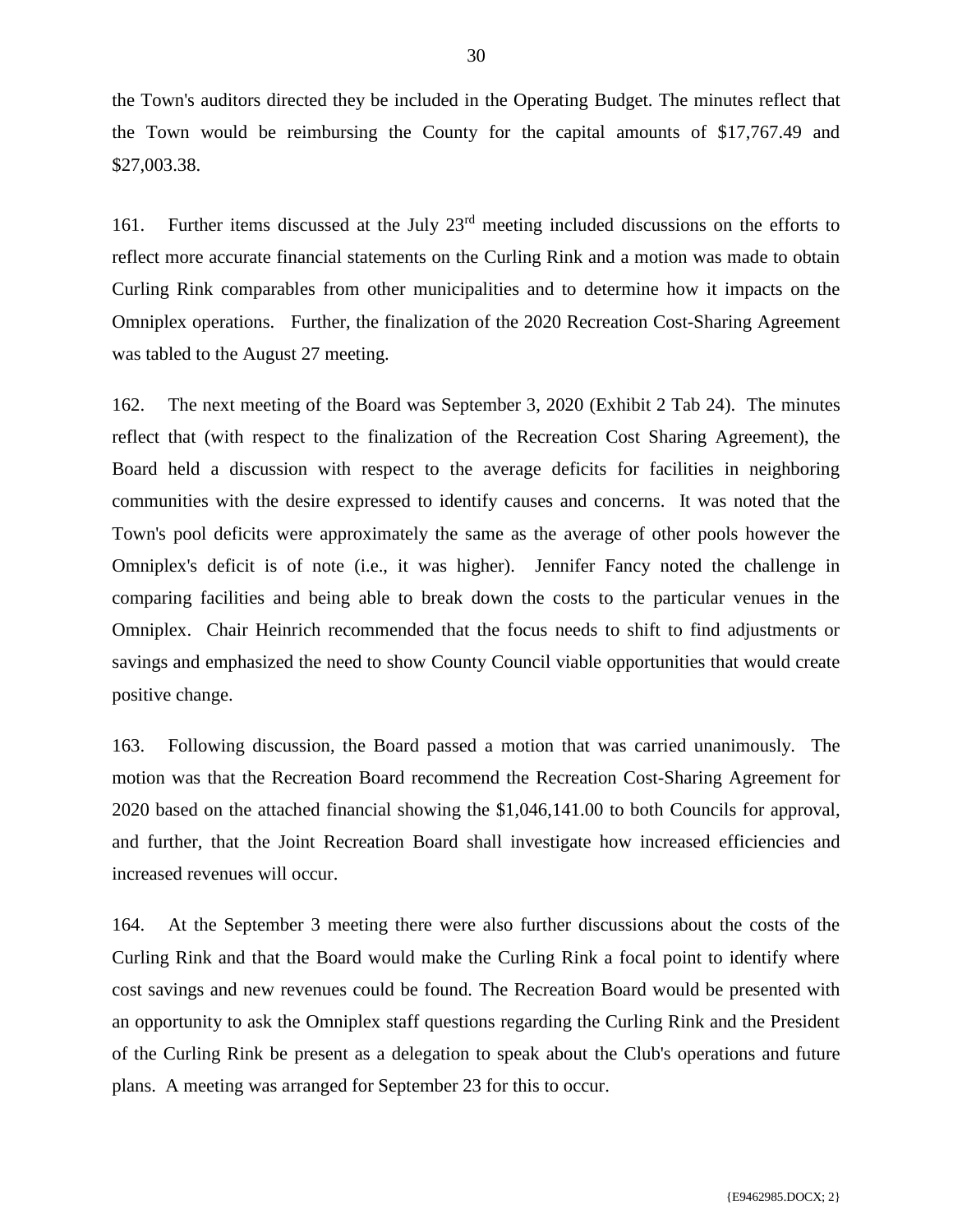the Town's auditors directed they be included in the Operating Budget. The minutes reflect that the Town would be reimbursing the County for the capital amounts of $17,767.49 and $27,003.38.

161. Further items discussed at the July 23rd meeting included discussions on the efforts to reflect more accurate financial statements on the Curling Rink and a motion was made to obtain Curling Rink comparables from other municipalities and to determine how it impacts on the Omniplex operations. Further, the finalization of the 2020 Recreation Cost-Sharing Agreement was tabled to the August 27 meeting.

162. The next meeting of the Board was September 3, 2020 (Exhibit 2 Tab 24). The minutes reflect that (with respect to the finalization of the Recreation Cost Sharing Agreement), the Board held a discussion with respect to the average deficits for facilities in neighboring communities with the desire expressed to identify causes and concerns. It was noted that the Town's pool deficits were approximately the same as the average of other pools however the Omniplex's deficit is of note (i.e., it was higher). Jennifer Fancy noted the challenge in comparing facilities and being able to break down the costs to the particular venues in the Omniplex. Chair Heinrich recommended that the focus needs to shift to find adjustments or savings and emphasized the need to show County Council viable opportunities that would create positive change.

163. Following discussion, the Board passed a motion that was carried unanimously. The motion was that the Recreation Board recommend the Recreation Cost-Sharing Agreement for 2020 based on the attached financial showing the $1,046,141.00 to both Councils for approval, and further, that the Joint Recreation Board shall investigate how increased efficiencies and increased revenues will occur.

164. At the September 3 meeting there were also further discussions about the costs of the Curling Rink and that the Board would make the Curling Rink a focal point to identify where cost savings and new revenues could be found. The Recreation Board would be presented with an opportunity to ask the Omniplex staff questions regarding the Curling Rink and the President of the Curling Rink be present as a delegation to speak about the Club's operations and future plans. A meeting was arranged for September 23 for this to occur.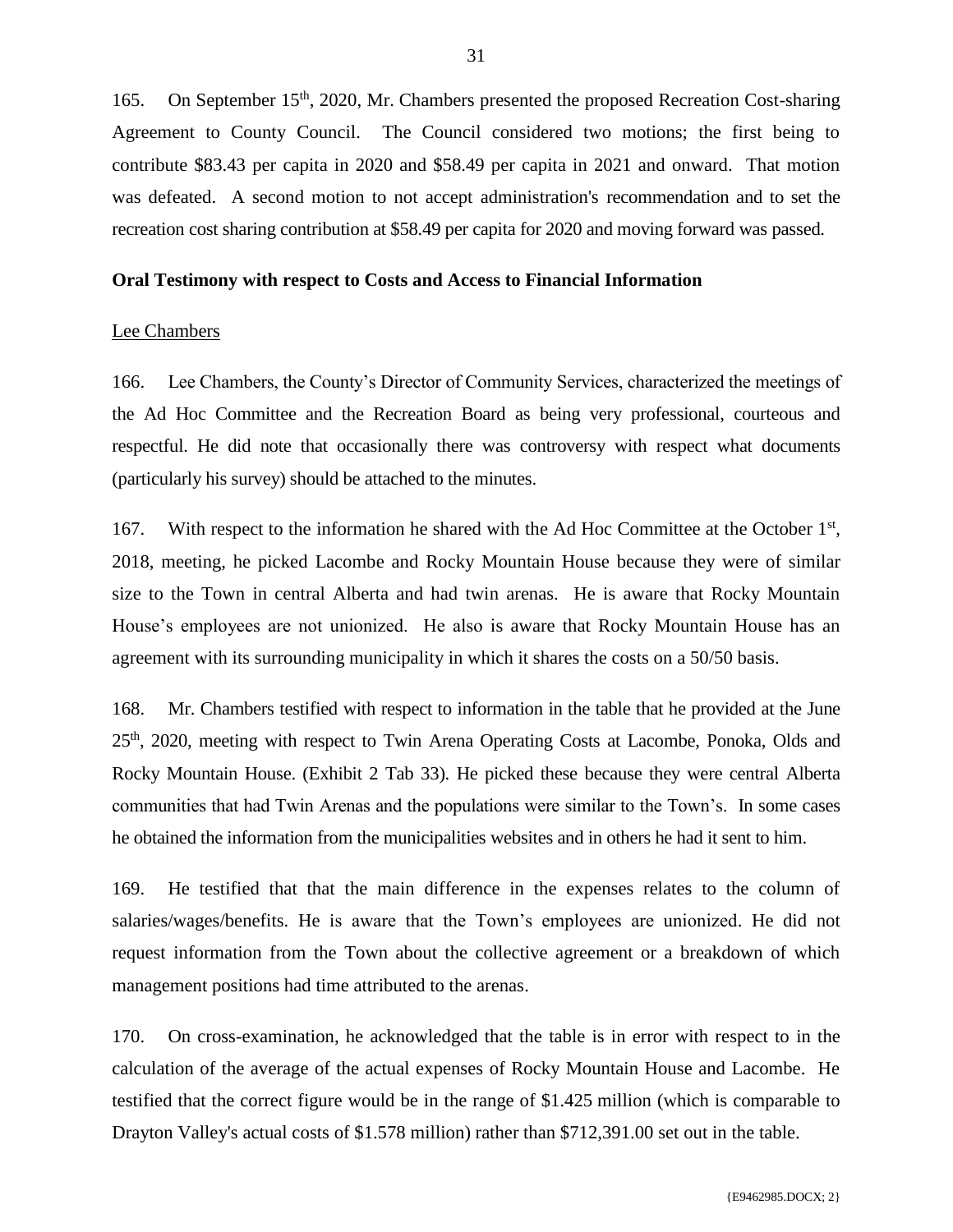165. On September 15th, 2020, Mr. Chambers presented the proposed Recreation Cost-sharing Agreement to County Council. The Council considered two motions; the first being to contribute $83.43 per capita in 2020 and $58.49 per capita in 2021 and onward. That motion was defeated. A second motion to not accept administration's recommendation and to set the recreation cost sharing contribution at $58.49 per capita for 2020 and moving forward was passed.

**Oral Testimony with respect to Costs and Access to Financial Information**

Lee Chambers

166. Lee Chambers, the County's Director of Community Services, characterized the meetings of the Ad Hoc Committee and the Recreation Board as being very professional, courteous and respectful. He did note that occasionally there was controversy with respect what documents (particularly his survey) should be attached to the minutes.

167. With respect to the information he shared with the Ad Hoc Committee at the October 1st, 2018, meeting, he picked Lacombe and Rocky Mountain House because they were of similar size to the Town in central Alberta and had twin arenas. He is aware that Rocky Mountain House's employees are not unionized. He also is aware that Rocky Mountain House has an agreement with its surrounding municipality in which it shares the costs on a 50/50 basis.

168. Mr. Chambers testified with respect to information in the table that he provided at the June 25th, 2020, meeting with respect to Twin Arena Operating Costs at Lacombe, Ponoka, Olds and Rocky Mountain House. (Exhibit 2 Tab 33). He picked these because they were central Alberta communities that had Twin Arenas and the populations were similar to the Town's. In some cases he obtained the information from the municipalities websites and in others he had it sent to him.

169. He testified that that the main difference in the expenses relates to the column of salaries/wages/benefits. He is aware that the Town's employees are unionized. He did not request information from the Town about the collective agreement or a breakdown of which management positions had time attributed to the arenas.

170. On cross-examination, he acknowledged that the table is in error with respect to in the calculation of the average of the actual expenses of Rocky Mountain House and Lacombe. He testified that the correct figure would be in the range of $1.425 million (which is comparable to Drayton Valley's actual costs of $1.578 million) rather than $712,391.00 set out in the table.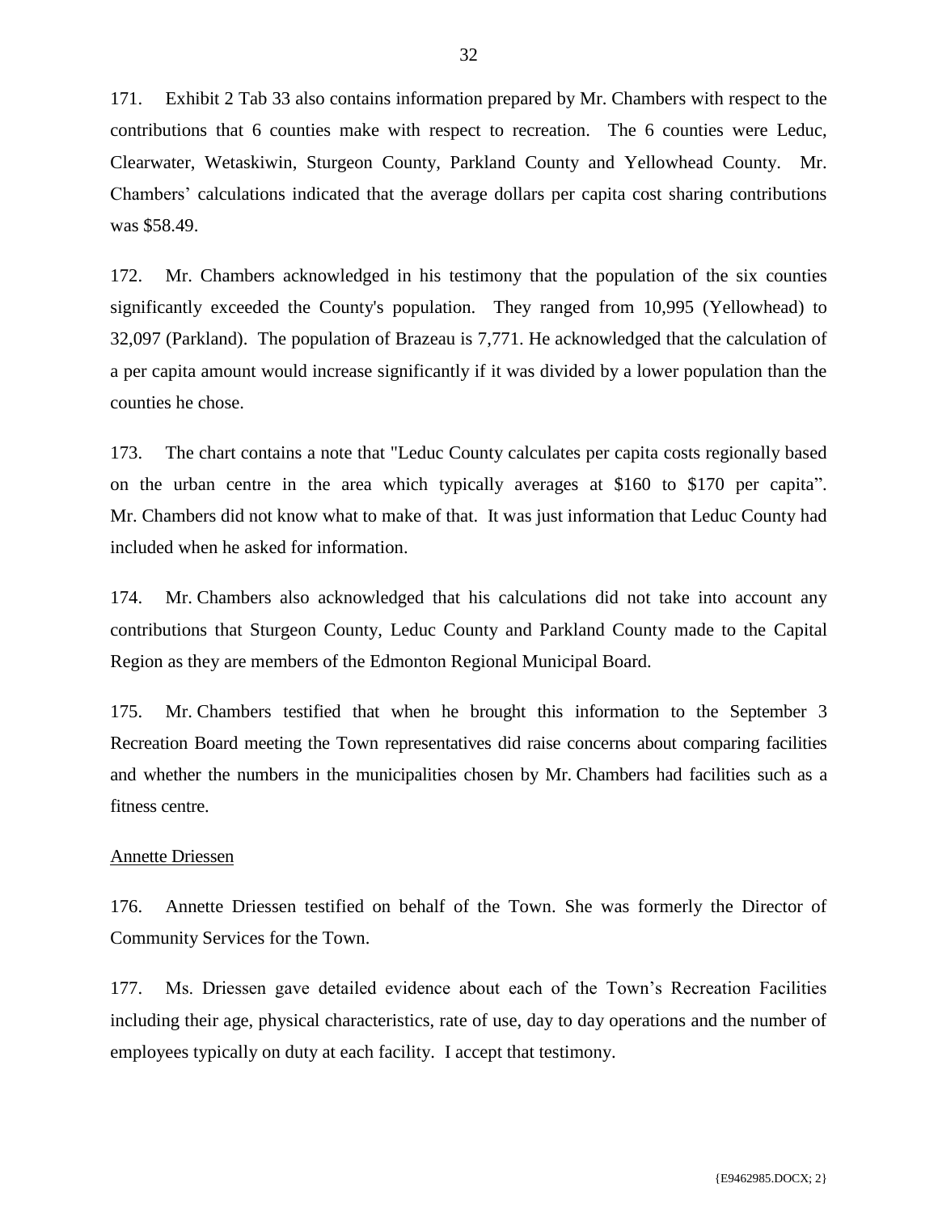171. Exhibit 2 Tab 33 also contains information prepared by Mr. Chambers with respect to the contributions that 6 counties make with respect to recreation. The 6 counties were Leduc, Clearwater, Wetaskiwin, Sturgeon County, Parkland County and Yellowhead County. Mr. Chambers' calculations indicated that the average dollars per capita cost sharing contributions was $58.49.

172. Mr. Chambers acknowledged in his testimony that the population of the six counties significantly exceeded the County's population. They ranged from 10,995 (Yellowhead) to 32,097 (Parkland). The population of Brazeau is 7,771. He acknowledged that the calculation of a per capita amount would increase significantly if it was divided by a lower population than the counties he chose.

173. The chart contains a note that "Leduc County calculates per capita costs regionally based on the urban centre in the area which typically averages at $160 to $170 per capita". Mr. Chambers did not know what to make of that. It was just information that Leduc County had included when he asked for information.

174. Mr. Chambers also acknowledged that his calculations did not take into account any contributions that Sturgeon County, Leduc County and Parkland County made to the Capital Region as they are members of the Edmonton Regional Municipal Board.

175. Mr. Chambers testified that when he brought this information to the September 3 Recreation Board meeting the Town representatives did raise concerns about comparing facilities and whether the numbers in the municipalities chosen by Mr. Chambers had facilities such as a fitness centre.

<u>Annette Driessen</u>

176. Annette Driessen testified on behalf of the Town. She was formerly the Director of Community Services for the Town.

177. Ms. Driessen gave detailed evidence about each of the Town's Recreation Facilities including their age, physical characteristics, rate of use, day to day operations and the number of employees typically on duty at each facility. I accept that testimony.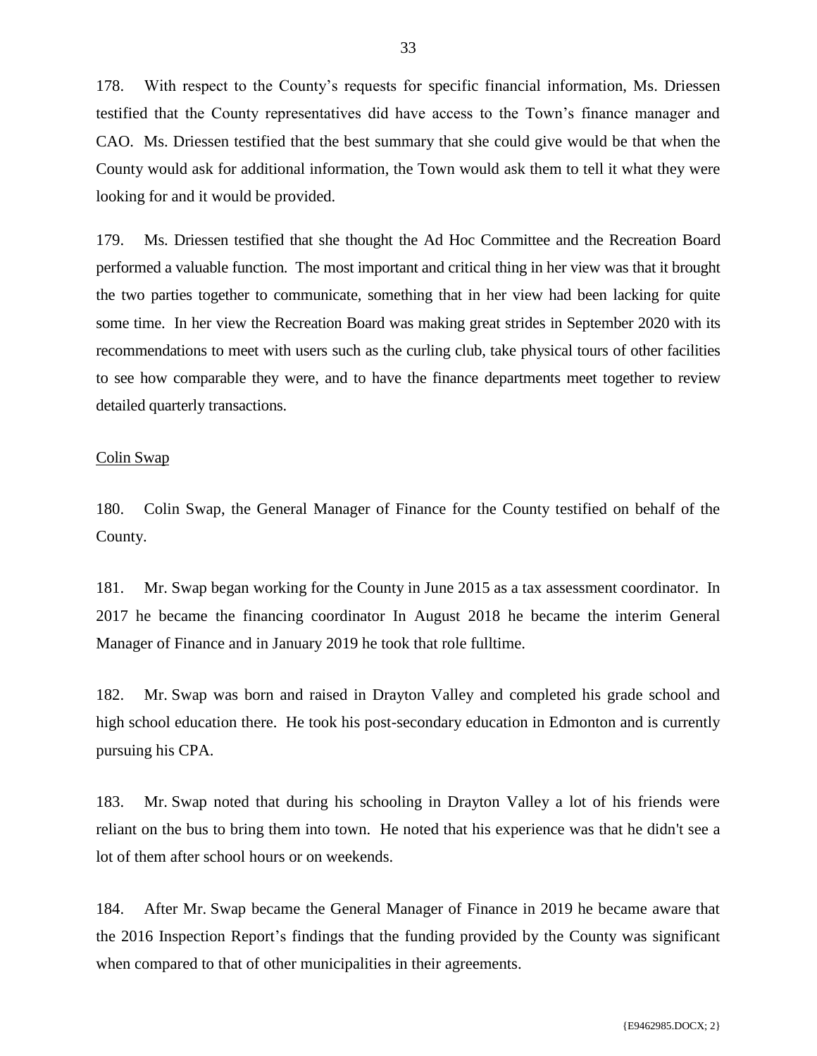178. With respect to the County's requests for specific financial information, Ms. Driessen testified that the County representatives did have access to the Town's finance manager and CAO. Ms. Driessen testified that the best summary that she could give would be that when the County would ask for additional information, the Town would ask them to tell it what they were looking for and it would be provided.

179. Ms. Driessen testified that she thought the Ad Hoc Committee and the Recreation Board performed a valuable function. The most important and critical thing in her view was that it brought the two parties together to communicate, something that in her view had been lacking for quite some time. In her view the Recreation Board was making great strides in September 2020 with its recommendations to meet with users such as the curling club, take physical tours of other facilities to see how comparable they were, and to have the finance departments meet together to review detailed quarterly transactions.

<u>Colin Swap</u>

180. Colin Swap, the General Manager of Finance for the County testified on behalf of the County.

181. Mr. Swap began working for the County in June 2015 as a tax assessment coordinator. In 2017 he became the financing coordinator In August 2018 he became the interim General Manager of Finance and in January 2019 he took that role fulltime.

182. Mr. Swap was born and raised in Drayton Valley and completed his grade school and high school education there. He took his post-secondary education in Edmonton and is currently pursuing his CPA.

183. Mr. Swap noted that during his schooling in Drayton Valley a lot of his friends were reliant on the bus to bring them into town. He noted that his experience was that he didn't see a lot of them after school hours or on weekends.

184. After Mr. Swap became the General Manager of Finance in 2019 he became aware that the 2016 Inspection Report's findings that the funding provided by the County was significant when compared to that of other municipalities in their agreements.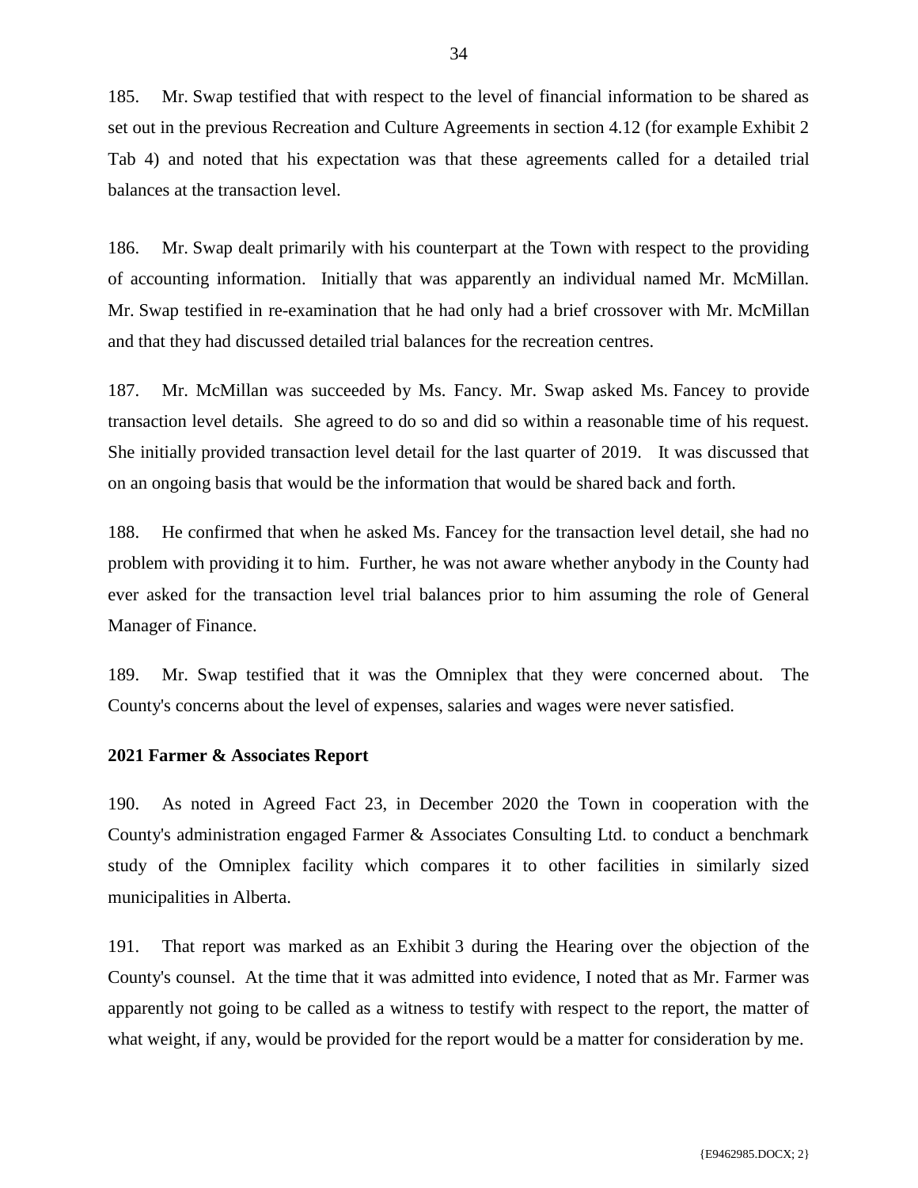185. Mr. Swap testified that with respect to the level of financial information to be shared as set out in the previous Recreation and Culture Agreements in section 4.12 (for example Exhibit 2 Tab 4) and noted that his expectation was that these agreements called for a detailed trial balances at the transaction level.

186. Mr. Swap dealt primarily with his counterpart at the Town with respect to the providing of accounting information. Initially that was apparently an individual named Mr. McMillan. Mr. Swap testified in re-examination that he had only had a brief crossover with Mr. McMillan and that they had discussed detailed trial balances for the recreation centres.

187. Mr. McMillan was succeeded by Ms. Fancy. Mr. Swap asked Ms. Fancey to provide transaction level details. She agreed to do so and did so within a reasonable time of his request. She initially provided transaction level detail for the last quarter of 2019. It was discussed that on an ongoing basis that would be the information that would be shared back and forth.

188. He confirmed that when he asked Ms. Fancey for the transaction level detail, she had no problem with providing it to him. Further, he was not aware whether anybody in the County had ever asked for the transaction level trial balances prior to him assuming the role of General Manager of Finance.

189. Mr. Swap testified that it was the Omniplex that they were concerned about. The County's concerns about the level of expenses, salaries and wages were never satisfied.

**2021 Farmer & Associates Report**

190. As noted in Agreed Fact 23, in December 2020 the Town in cooperation with the County's administration engaged Farmer & Associates Consulting Ltd. to conduct a benchmark study of the Omniplex facility which compares it to other facilities in similarly sized municipalities in Alberta.

191. That report was marked as an Exhibit 3 during the Hearing over the objection of the County's counsel. At the time that it was admitted into evidence, I noted that as Mr. Farmer was apparently not going to be called as a witness to testify with respect to the report, the matter of what weight, if any, would be provided for the report would be a matter for consideration by me.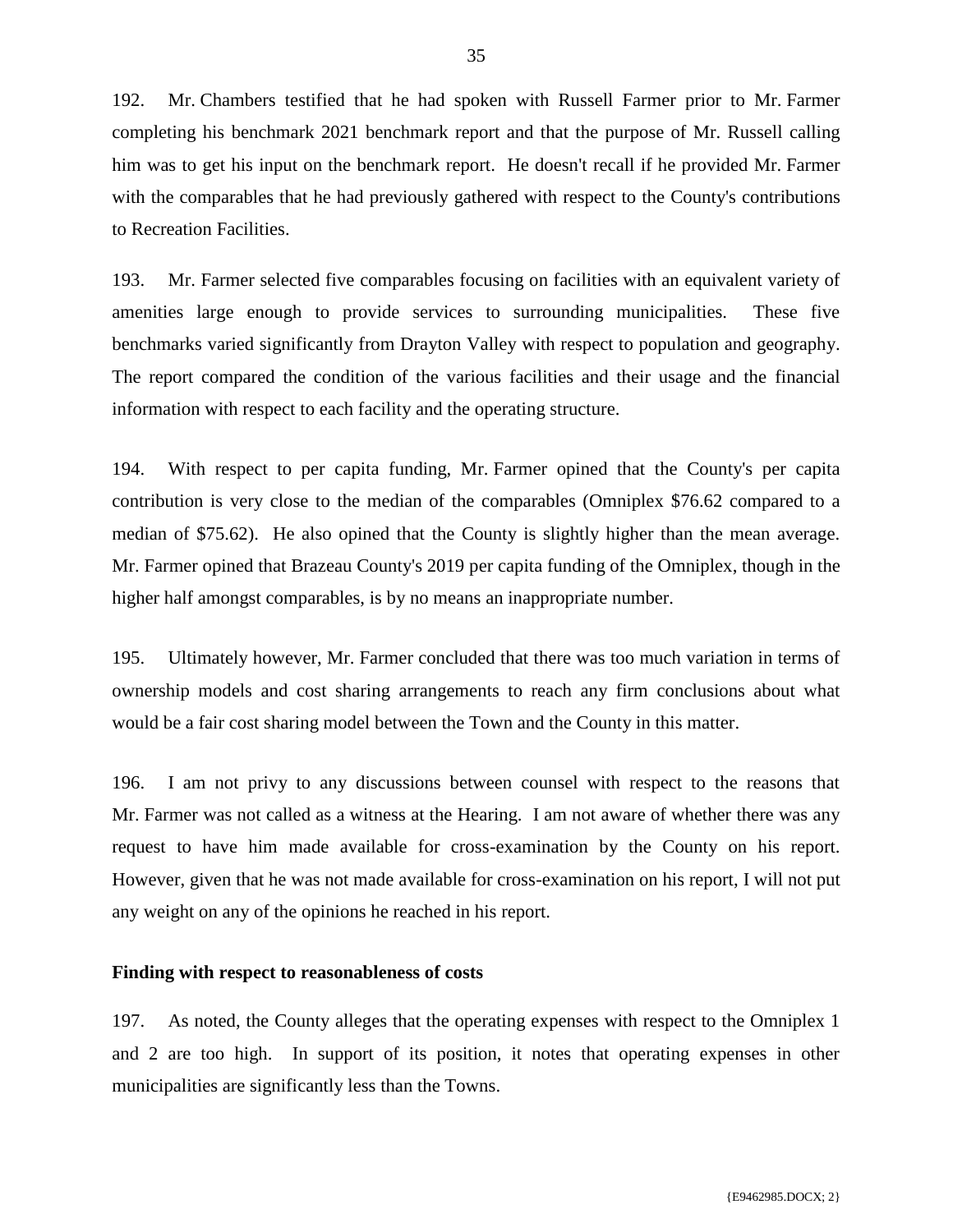192. Mr. Chambers testified that he had spoken with Russell Farmer prior to Mr. Farmer completing his benchmark 2021 benchmark report and that the purpose of Mr. Russell calling him was to get his input on the benchmark report. He doesn't recall if he provided Mr. Farmer with the comparables that he had previously gathered with respect to the County's contributions to Recreation Facilities.

193. Mr. Farmer selected five comparables focusing on facilities with an equivalent variety of amenities large enough to provide services to surrounding municipalities. These five benchmarks varied significantly from Drayton Valley with respect to population and geography. The report compared the condition of the various facilities and their usage and the financial information with respect to each facility and the operating structure.

194. With respect to per capita funding, Mr. Farmer opined that the County's per capita contribution is very close to the median of the comparables (Omniplex $76.62 compared to a median of $75.62). He also opined that the County is slightly higher than the mean average. Mr. Farmer opined that Brazeau County's 2019 per capita funding of the Omniplex, though in the higher half amongst comparables, is by no means an inappropriate number.

195. Ultimately however, Mr. Farmer concluded that there was too much variation in terms of ownership models and cost sharing arrangements to reach any firm conclusions about what would be a fair cost sharing model between the Town and the County in this matter.

196. I am not privy to any discussions between counsel with respect to the reasons that Mr. Farmer was not called as a witness at the Hearing. I am not aware of whether there was any request to have him made available for cross-examination by the County on his report. However, given that he was not made available for cross-examination on his report, I will not put any weight on any of the opinions he reached in his report.

**Finding with respect to reasonableness of costs**

197. As noted, the County alleges that the operating expenses with respect to the Omniplex 1 and 2 are too high. In support of its position, it notes that operating expenses in other municipalities are significantly less than the Towns.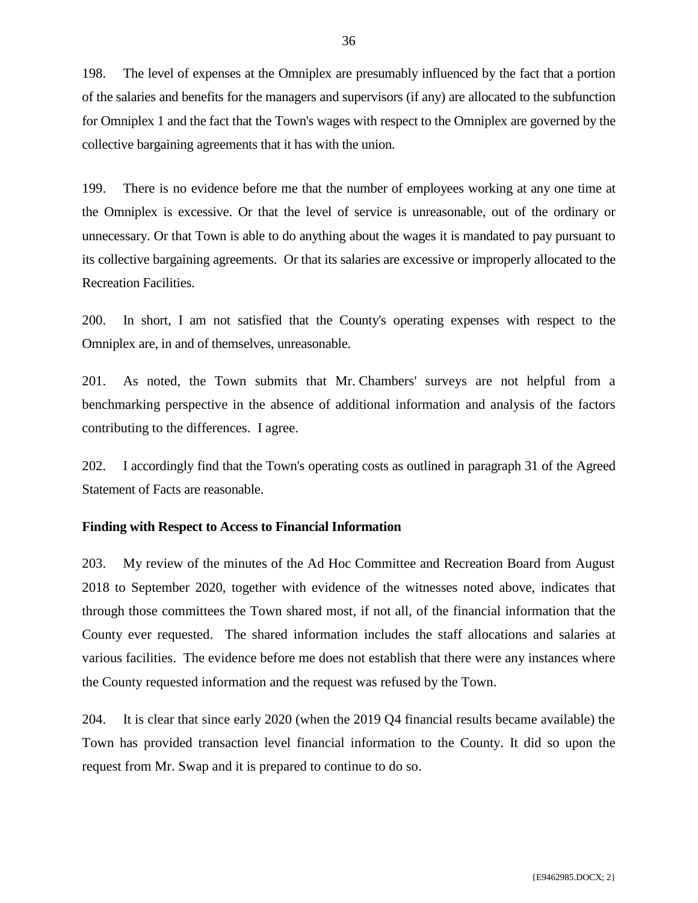198. The level of expenses at the Omniplex are presumably influenced by the fact that a portion of the salaries and benefits for the managers and supervisors (if any) are allocated to the subfunction for Omniplex 1 and the fact that the Town's wages with respect to the Omniplex are governed by the collective bargaining agreements that it has with the union.

199. There is no evidence before me that the number of employees working at any one time at the Omniplex is excessive. Or that the level of service is unreasonable, out of the ordinary or unnecessary. Or that Town is able to do anything about the wages it is mandated to pay pursuant to its collective bargaining agreements. Or that its salaries are excessive or improperly allocated to the Recreation Facilities.

200. In short, I am not satisfied that the County's operating expenses with respect to the Omniplex are, in and of themselves, unreasonable.

201. As noted, the Town submits that Mr. Chambers' surveys are not helpful from a benchmarking perspective in the absence of additional information and analysis of the factors contributing to the differences. I agree.

202. I accordingly find that the Town's operating costs as outlined in paragraph 31 of the Agreed Statement of Facts are reasonable.

**Finding with Respect to Access to Financial Information**

203. My review of the minutes of the Ad Hoc Committee and Recreation Board from August 2018 to September 2020, together with evidence of the witnesses noted above, indicates that through those committees the Town shared most, if not all, of the financial information that the County ever requested. The shared information includes the staff allocations and salaries at various facilities. The evidence before me does not establish that there were any instances where the County requested information and the request was refused by the Town.

204. It is clear that since early 2020 (when the 2019 Q4 financial results became available) the Town has provided transaction level financial information to the County. It did so upon the request from Mr. Swap and it is prepared to continue to do so.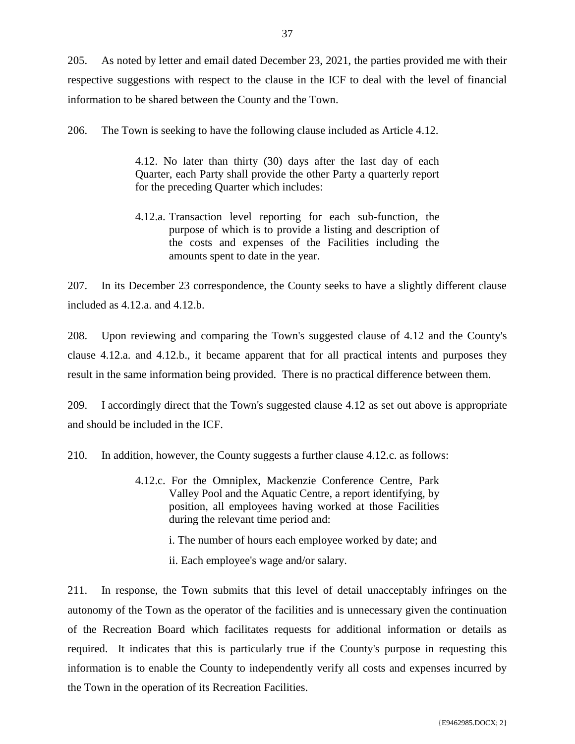205. As noted by letter and email dated December 23, 2021, the parties provided me with their respective suggestions with respect to the clause in the ICF to deal with the level of financial information to be shared between the County and the Town.

206. The Town is seeking to have the following clause included as Article 4.12.

> 4.12. No later than thirty (30) days after the last day of each Quarter, each Party shall provide the other Party a quarterly report for the preceding Quarter which includes:
>
> 4.12.a. Transaction level reporting for each sub-function, the purpose of which is to provide a listing and description of the costs and expenses of the Facilities including the amounts spent to date in the year.

207. In its December 23 correspondence, the County seeks to have a slightly different clause included as 4.12.a. and 4.12.b.

208. Upon reviewing and comparing the Town's suggested clause of 4.12 and the County's clause 4.12.a. and 4.12.b., it became apparent that for all practical intents and purposes they result in the same information being provided. There is no practical difference between them.

209. I accordingly direct that the Town's suggested clause 4.12 as set out above is appropriate and should be included in the ICF.

210. In addition, however, the County suggests a further clause 4.12.c. as follows:

> 4.12.c. For the Omniplex, Mackenzie Conference Centre, Park Valley Pool and the Aquatic Centre, a report identifying, by position, all employees having worked at those Facilities during the relevant time period and:
>
> i. The number of hours each employee worked by date; and
>
> ii. Each employee's wage and/or salary.

211. In response, the Town submits that this level of detail unacceptably infringes on the autonomy of the Town as the operator of the facilities and is unnecessary given the continuation of the Recreation Board which facilitates requests for additional information or details as required. It indicates that this is particularly true if the County's purpose in requesting this information is to enable the County to independently verify all costs and expenses incurred by the Town in the operation of its Recreation Facilities.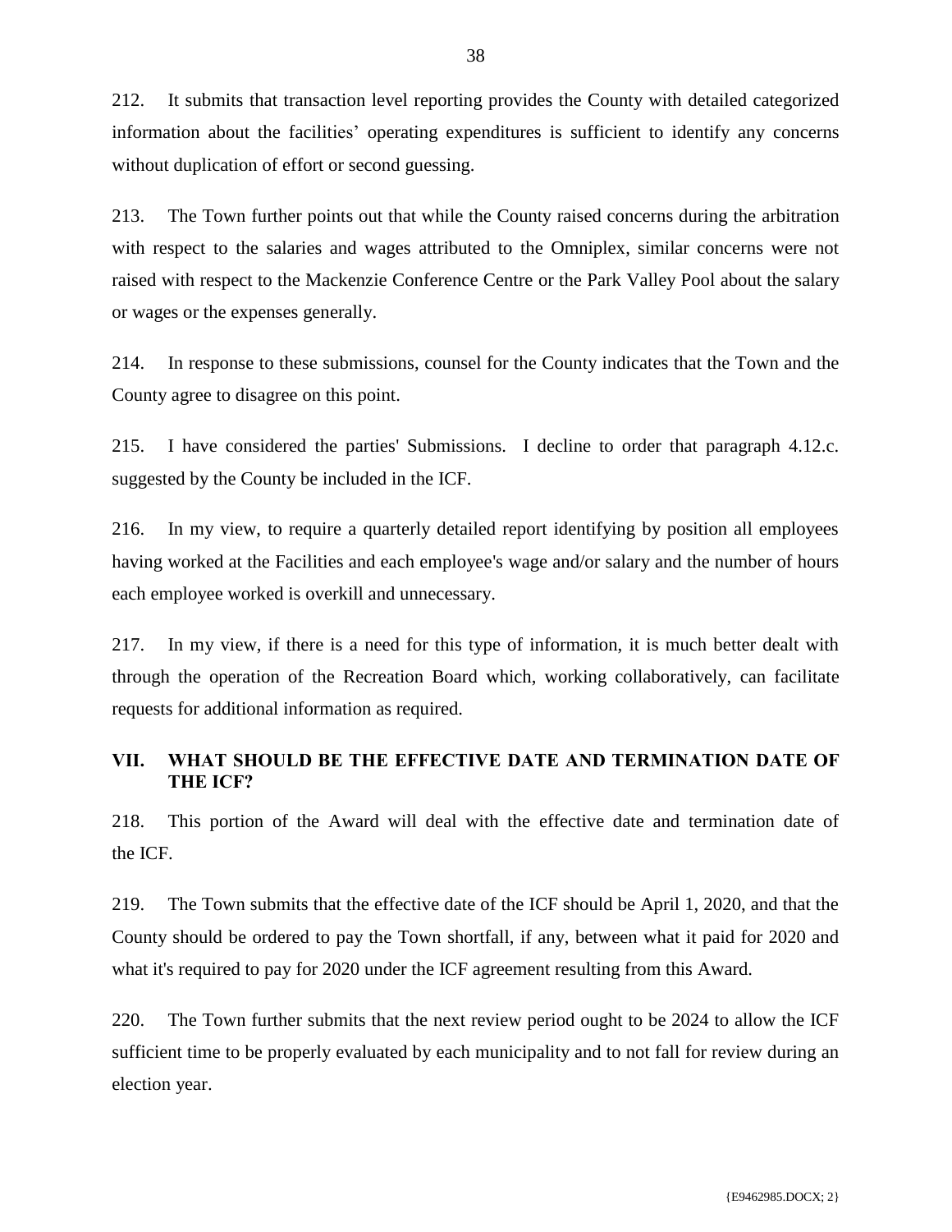212. It submits that transaction level reporting provides the County with detailed categorized information about the facilities' operating expenditures is sufficient to identify any concerns without duplication of effort or second guessing.

213. The Town further points out that while the County raised concerns during the arbitration with respect to the salaries and wages attributed to the Omniplex, similar concerns were not raised with respect to the Mackenzie Conference Centre or the Park Valley Pool about the salary or wages or the expenses generally.

214. In response to these submissions, counsel for the County indicates that the Town and the County agree to disagree on this point.

215. I have considered the parties' Submissions. I decline to order that paragraph 4.12.c. suggested by the County be included in the ICF.

216. In my view, to require a quarterly detailed report identifying by position all employees having worked at the Facilities and each employee's wage and/or salary and the number of hours each employee worked is overkill and unnecessary.

217. In my view, if there is a need for this type of information, it is much better dealt with through the operation of the Recreation Board which, working collaboratively, can facilitate requests for additional information as required.

## VII. WHAT SHOULD BE THE EFFECTIVE DATE AND TERMINATION DATE OF THE ICF?

218. This portion of the Award will deal with the effective date and termination date of the ICF.

219. The Town submits that the effective date of the ICF should be April 1, 2020, and that the County should be ordered to pay the Town shortfall, if any, between what it paid for 2020 and what it's required to pay for 2020 under the ICF agreement resulting from this Award.

220. The Town further submits that the next review period ought to be 2024 to allow the ICF sufficient time to be properly evaluated by each municipality and to not fall for review during an election year.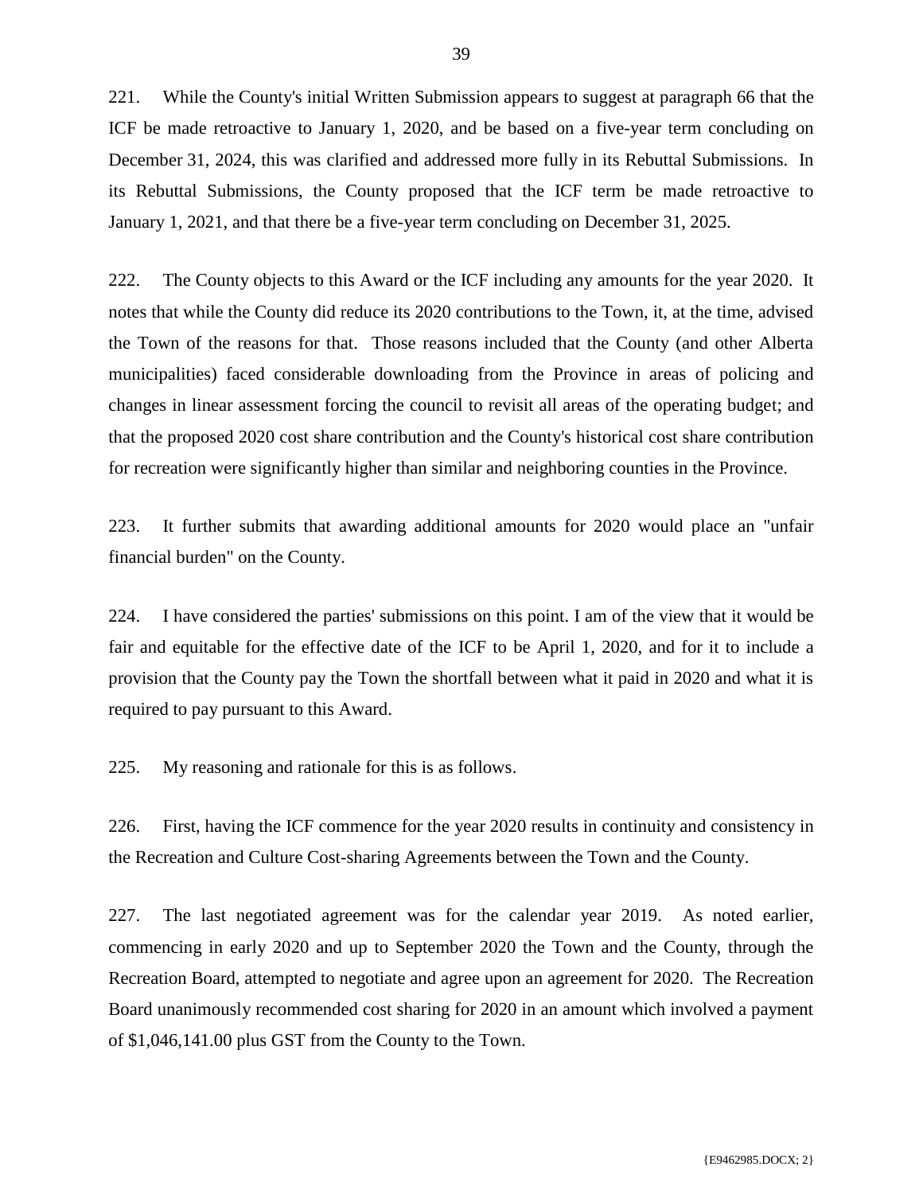221. While the County's initial Written Submission appears to suggest at paragraph 66 that the ICF be made retroactive to January 1, 2020, and be based on a five-year term concluding on December 31, 2024, this was clarified and addressed more fully in its Rebuttal Submissions. In its Rebuttal Submissions, the County proposed that the ICF term be made retroactive to January 1, 2021, and that there be a five-year term concluding on December 31, 2025.

222. The County objects to this Award or the ICF including any amounts for the year 2020. It notes that while the County did reduce its 2020 contributions to the Town, it, at the time, advised the Town of the reasons for that. Those reasons included that the County (and other Alberta municipalities) faced considerable downloading from the Province in areas of policing and changes in linear assessment forcing the council to revisit all areas of the operating budget; and that the proposed 2020 cost share contribution and the County's historical cost share contribution for recreation were significantly higher than similar and neighboring counties in the Province.

223. It further submits that awarding additional amounts for 2020 would place an "unfair financial burden" on the County.

224. I have considered the parties' submissions on this point. I am of the view that it would be fair and equitable for the effective date of the ICF to be April 1, 2020, and for it to include a provision that the County pay the Town the shortfall between what it paid in 2020 and what it is required to pay pursuant to this Award.

225. My reasoning and rationale for this is as follows.

226. First, having the ICF commence for the year 2020 results in continuity and consistency in the Recreation and Culture Cost-sharing Agreements between the Town and the County.

227. The last negotiated agreement was for the calendar year 2019. As noted earlier, commencing in early 2020 and up to September 2020 the Town and the County, through the Recreation Board, attempted to negotiate and agree upon an agreement for 2020. The Recreation Board unanimously recommended cost sharing for 2020 in an amount which involved a payment of $1,046,141.00 plus GST from the County to the Town.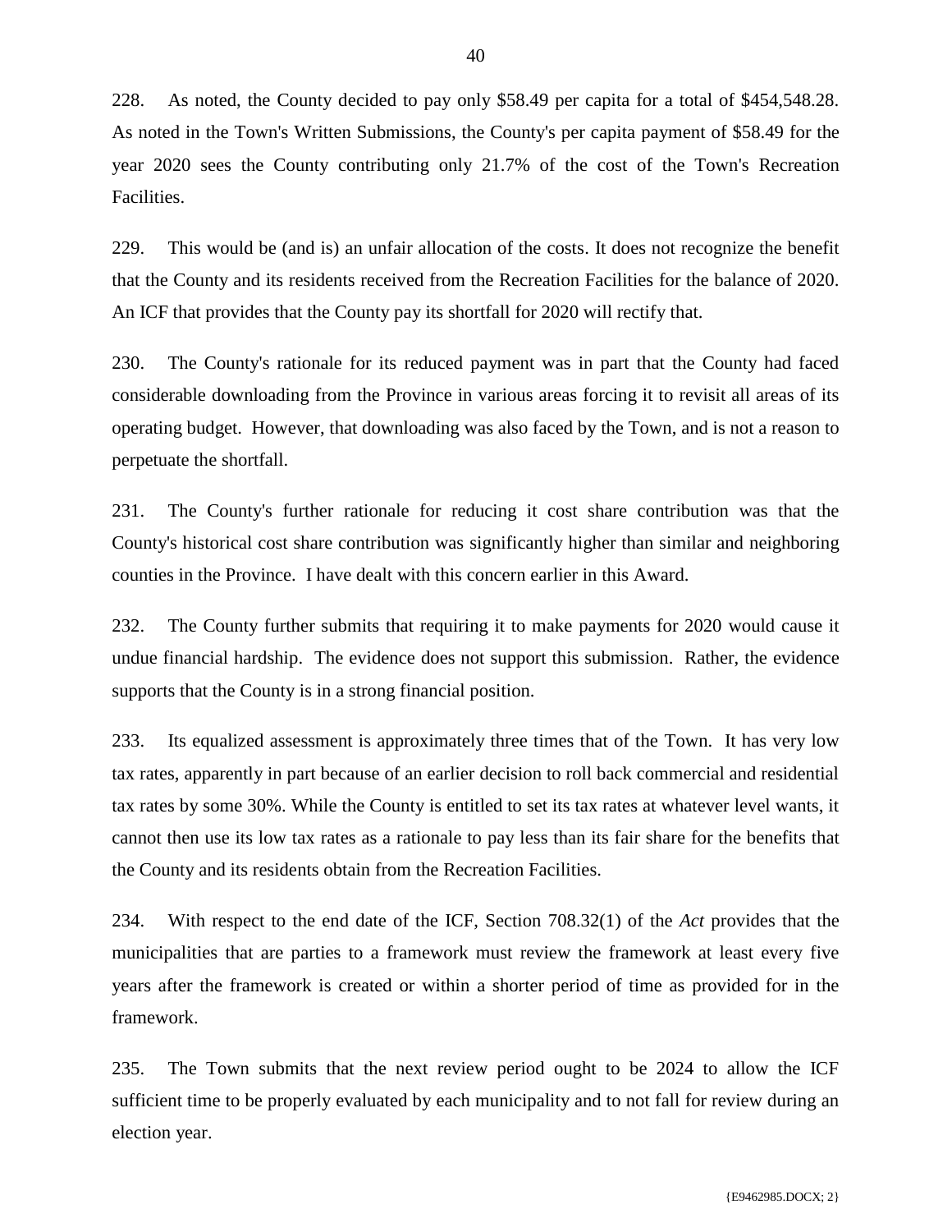228. As noted, the County decided to pay only $58.49 per capita for a total of $454,548.28. As noted in the Town's Written Submissions, the County's per capita payment of $58.49 for the year 2020 sees the County contributing only 21.7% of the cost of the Town's Recreation Facilities.

229. This would be (and is) an unfair allocation of the costs. It does not recognize the benefit that the County and its residents received from the Recreation Facilities for the balance of 2020. An ICF that provides that the County pay its shortfall for 2020 will rectify that.

230. The County's rationale for its reduced payment was in part that the County had faced considerable downloading from the Province in various areas forcing it to revisit all areas of its operating budget. However, that downloading was also faced by the Town, and is not a reason to perpetuate the shortfall.

231. The County's further rationale for reducing it cost share contribution was that the County's historical cost share contribution was significantly higher than similar and neighboring counties in the Province. I have dealt with this concern earlier in this Award.

232. The County further submits that requiring it to make payments for 2020 would cause it undue financial hardship. The evidence does not support this submission. Rather, the evidence supports that the County is in a strong financial position.

233. Its equalized assessment is approximately three times that of the Town. It has very low tax rates, apparently in part because of an earlier decision to roll back commercial and residential tax rates by some 30%. While the County is entitled to set its tax rates at whatever level wants, it cannot then use its low tax rates as a rationale to pay less than its fair share for the benefits that the County and its residents obtain from the Recreation Facilities.

234. With respect to the end date of the ICF, Section 708.32(1) of the *Act* provides that the municipalities that are parties to a framework must review the framework at least every five years after the framework is created or within a shorter period of time as provided for in the framework.

235. The Town submits that the next review period ought to be 2024 to allow the ICF sufficient time to be properly evaluated by each municipality and to not fall for review during an election year.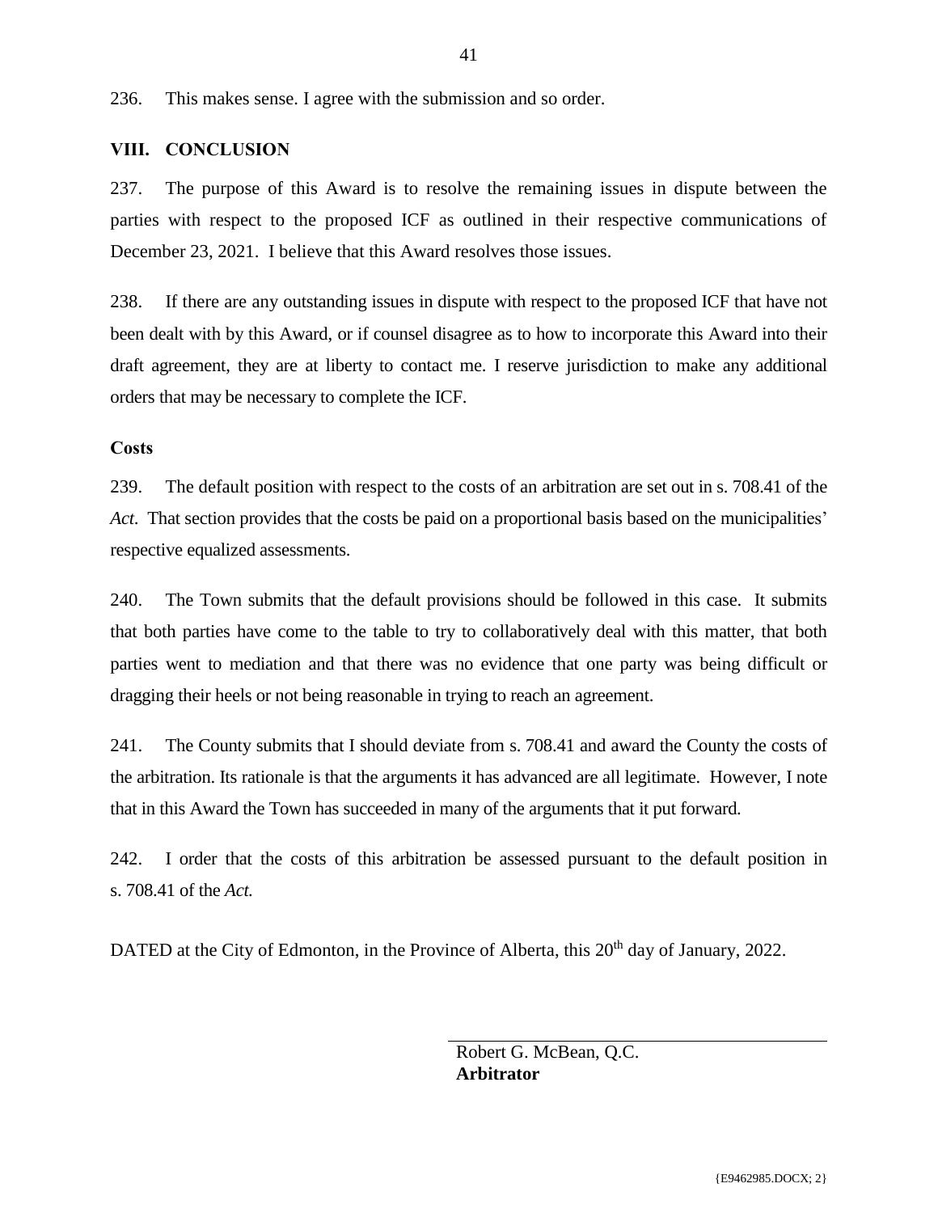236. This makes sense. I agree with the submission and so order.

## VIII. CONCLUSION

237. The purpose of this Award is to resolve the remaining issues in dispute between the parties with respect to the proposed ICF as outlined in their respective communications of December 23, 2021. I believe that this Award resolves those issues.

238. If there are any outstanding issues in dispute with respect to the proposed ICF that have not been dealt with by this Award, or if counsel disagree as to how to incorporate this Award into their draft agreement, they are at liberty to contact me. I reserve jurisdiction to make any additional orders that may be necessary to complete the ICF.

### Costs

239. The default position with respect to the costs of an arbitration are set out in s. 708.41 of the *Act*. That section provides that the costs be paid on a proportional basis based on the municipalities' respective equalized assessments.

240. The Town submits that the default provisions should be followed in this case. It submits that both parties have come to the table to try to collaboratively deal with this matter, that both parties went to mediation and that there was no evidence that one party was being difficult or dragging their heels or not being reasonable in trying to reach an agreement.

241. The County submits that I should deviate from s. 708.41 and award the County the costs of the arbitration. Its rationale is that the arguments it has advanced are all legitimate. However, I note that in this Award the Town has succeeded in many of the arguments that it put forward.

242. I order that the costs of this arbitration be assessed pursuant to the default position in s. 708.41 of the *Act.*

DATED at the City of Edmonton, in the Province of Alberta, this 20th day of January, 2022.

Robert G. McBean, Q.C.
**Arbitrator**

{E9462985.DOCX; 2}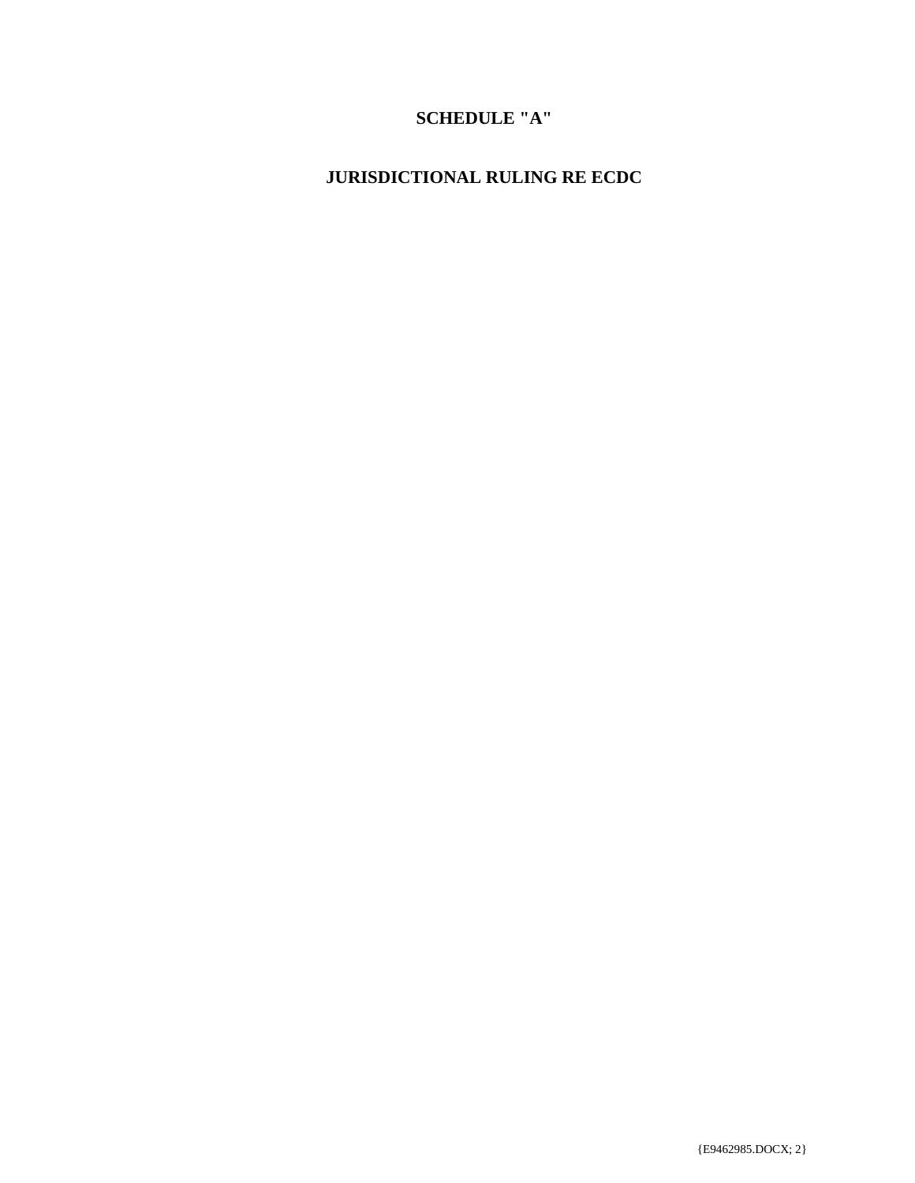# SCHEDULE "A"

## JURISDICTIONAL RULING RE ECDC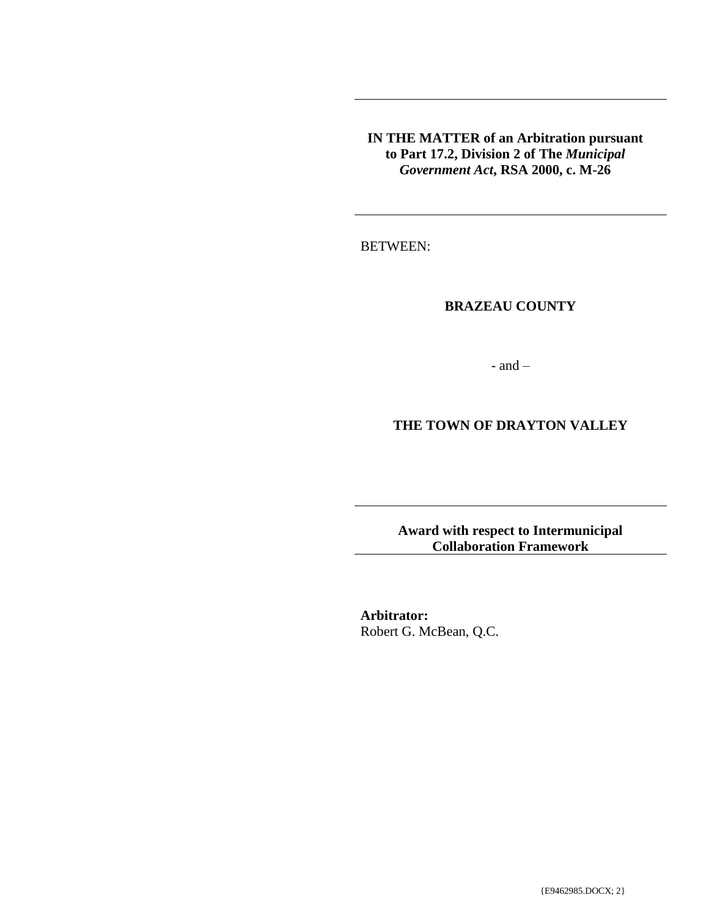**IN THE MATTER of an Arbitration pursuant to Part 17.2, Division 2 of The *Municipal Government Act*, RSA 2000, c. M-26**

BETWEEN:

**BRAZEAU COUNTY**

- and –

**THE TOWN OF DRAYTON VALLEY**

**Award with respect to Intermunicipal Collaboration Framework**

**Arbitrator:**
Robert G. McBean, Q.C.

{E9462985.DOCX; 2}